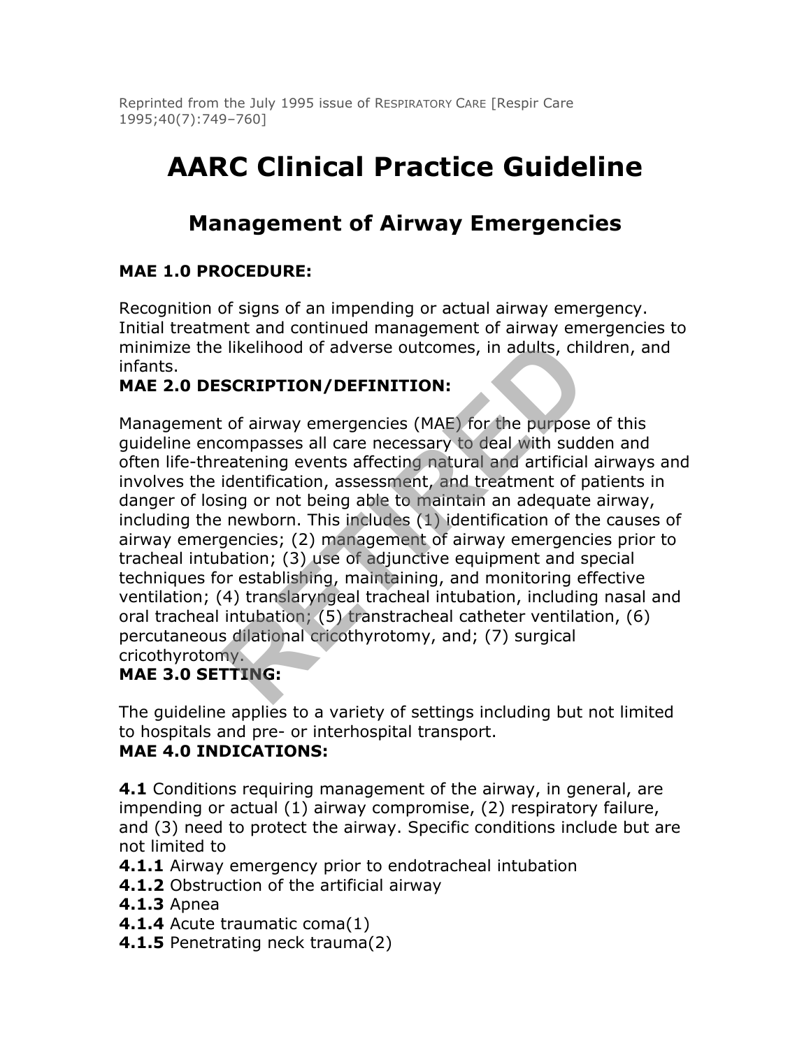Reprinted from the July 1995 issue of RESPIRATORY CARE [Respir Care 1995;40(7):749–760]

# AARC Clinical Practice Guideline

## Management of Airway Emergencies

**MAE 1.0 PROCEDURE:**

Recognition of signs of an impending or actual airway emergency. Initial treatment and continued management of airway emergencies to minimize the likelihood of adverse outcomes, in adults, children, and infants.

**MAE 2.0 DESCRIPTION/DEFINITION:**

Management of airway emergencies (MAE) for the purpose of this guideline encompasses all care necessary to deal with sudden and often life-threatening events affecting natural and artificial airways and involves the identification, assessment, and treatment of patients in danger of losing or not being able to maintain an adequate airway, including the newborn. This includes (1) identification of the causes of airway emergencies; (2) management of airway emergencies prior to tracheal intubation; (3) use of adjunctive equipment and special techniques for establishing, maintaining, and monitoring effective ventilation; (4) translaryngeal tracheal intubation, including nasal and oral tracheal intubation; (5) transtracheal catheter ventilation, (6) percutaneous dilational cricothyrotomy, and; (7) surgical cricothyrotomy.

**MAE 3.0 SETTING:**

The guideline applies to a variety of settings including but not limited to hospitals and pre- or interhospital transport.

**MAE 4.0 INDICATIONS:**

**4.1** Conditions requiring management of the airway, in general, are impending or actual (1) airway compromise, (2) respiratory failure, and (3) need to protect the airway. Specific conditions include but are not limited to

**4.1.1** Airway emergency prior to endotracheal intubation

**4.1.2** Obstruction of the artificial airway

**4.1.3** Apnea

**4.1.4** Acute traumatic coma(1)

**4.1.5** Penetrating neck trauma(2)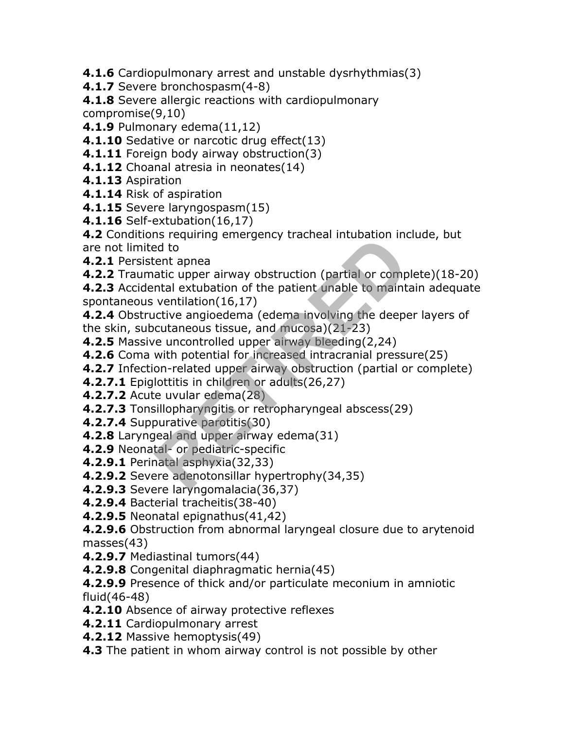**4.1.6** Cardiopulmonary arrest and unstable dysrhythmias(3)
**4.1.7** Severe bronchospasm(4-8)
**4.1.8** Severe allergic reactions with cardiopulmonary compromise(9,10)
**4.1.9** Pulmonary edema(11,12)
**4.1.10** Sedative or narcotic drug effect(13)
**4.1.11** Foreign body airway obstruction(3)
**4.1.12** Choanal atresia in neonates(14)
**4.1.13** Aspiration
**4.1.14** Risk of aspiration
**4.1.15** Severe laryngospasm(15)
**4.1.16** Self-extubation(16,17)
**4.2** Conditions requiring emergency tracheal intubation include, but are not limited to
**4.2.1** Persistent apnea
**4.2.2** Traumatic upper airway obstruction (partial or complete)(18-20)
**4.2.3** Accidental extubation of the patient unable to maintain adequate spontaneous ventilation(16,17)
**4.2.4** Obstructive angioedema (edema involving the deeper layers of the skin, subcutaneous tissue, and mucosa)(21-23)
**4.2.5** Massive uncontrolled upper airway bleeding(2,24)
**4.2.6** Coma with potential for increased intracranial pressure(25)
**4.2.7** Infection-related upper airway obstruction (partial or complete)
**4.2.7.1** Epiglottitis in children or adults(26,27)
**4.2.7.2** Acute uvular edema(28)
**4.2.7.3** Tonsillopharyngitis or retropharyngeal abscess(29)
**4.2.7.4** Suppurative parotitis(30)
**4.2.8** Laryngeal and upper airway edema(31)
**4.2.9** Neonatal- or pediatric-specific
**4.2.9.1** Perinatal asphyxia(32,33)
**4.2.9.2** Severe adenotonsillar hypertrophy(34,35)
**4.2.9.3** Severe laryngomalacia(36,37)
**4.2.9.4** Bacterial tracheitis(38-40)
**4.2.9.5** Neonatal epignathus(41,42)
**4.2.9.6** Obstruction from abnormal laryngeal closure due to arytenoid masses(43)
**4.2.9.7** Mediastinal tumors(44)
**4.2.9.8** Congenital diaphragmatic hernia(45)
**4.2.9.9** Presence of thick and/or particulate meconium in amniotic fluid(46-48)
**4.2.10** Absence of airway protective reflexes
**4.2.11** Cardiopulmonary arrest
**4.2.12** Massive hemoptysis(49)
**4.3** The patient in whom airway control is not possible by other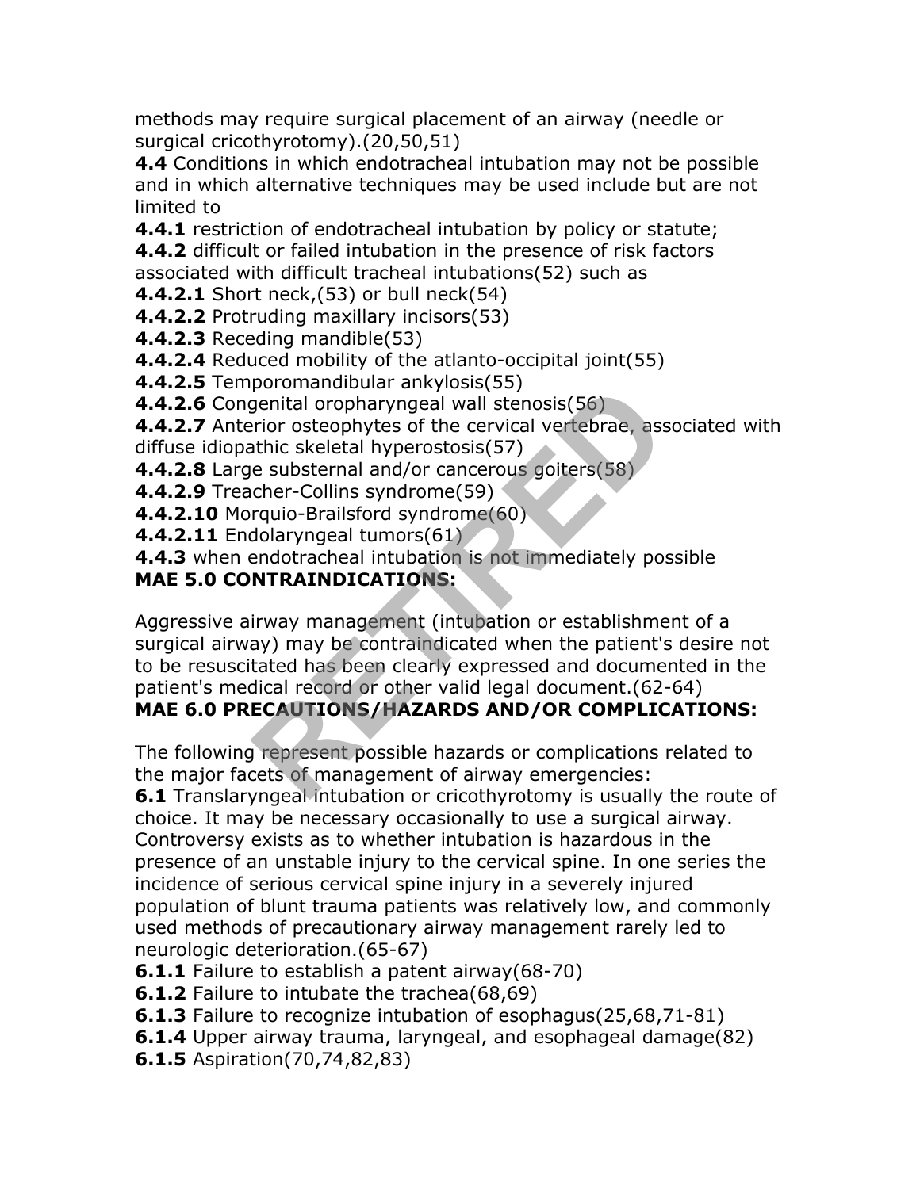methods may require surgical placement of an airway (needle or surgical cricothyrotomy).(20,50,51)

**4.4** Conditions in which endotracheal intubation may not be possible and in which alternative techniques may be used include but are not limited to

**4.4.1** restriction of endotracheal intubation by policy or statute;

**4.4.2** difficult or failed intubation in the presence of risk factors associated with difficult tracheal intubations(52) such as

**4.4.2.1** Short neck,(53) or bull neck(54)

**4.4.2.2** Protruding maxillary incisors(53)

**4.4.2.3** Receding mandible(53)

**4.4.2.4** Reduced mobility of the atlanto-occipital joint(55)

**4.4.2.5** Temporomandibular ankylosis(55)

**4.4.2.6** Congenital oropharyngeal wall stenosis(56)

**4.4.2.7** Anterior osteophytes of the cervical vertebrae, associated with diffuse idiopathic skeletal hyperostosis(57)

**4.4.2.8** Large substernal and/or cancerous goiters(58)

**4.4.2.9** Treacher-Collins syndrome(59)

**4.4.2.10** Morquio-Brailsford syndrome(60)

**4.4.2.11** Endolaryngeal tumors(61)

**4.4.3** when endotracheal intubation is not immediately possible

**MAE 5.0 CONTRAINDICATIONS:**

Aggressive airway management (intubation or establishment of a surgical airway) may be contraindicated when the patient's desire not to be resuscitated has been clearly expressed and documented in the patient's medical record or other valid legal document.(62-64)

**MAE 6.0 PRECAUTIONS/HAZARDS AND/OR COMPLICATIONS:**

The following represent possible hazards or complications related to the major facets of management of airway emergencies:

**6.1** Translaryngeal intubation or cricothyrotomy is usually the route of choice. It may be necessary occasionally to use a surgical airway. Controversy exists as to whether intubation is hazardous in the presence of an unstable injury to the cervical spine. In one series the incidence of serious cervical spine injury in a severely injured population of blunt trauma patients was relatively low, and commonly used methods of precautionary airway management rarely led to neurologic deterioration.(65-67)

**6.1.1** Failure to establish a patent airway(68-70)

**6.1.2** Failure to intubate the trachea(68,69)

**6.1.3** Failure to recognize intubation of esophagus(25,68,71-81)

**6.1.4** Upper airway trauma, laryngeal, and esophageal damage(82)

**6.1.5** Aspiration(70,74,82,83)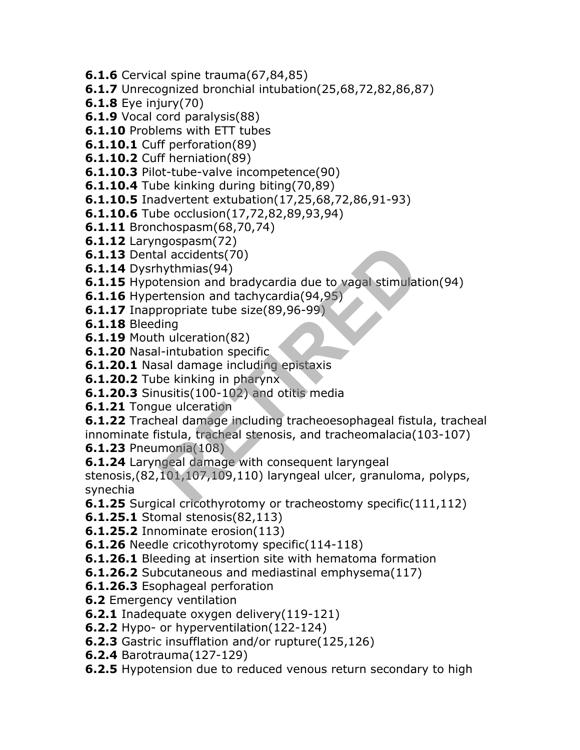**6.1.6** Cervical spine trauma(67,84,85)
**6.1.7** Unrecognized bronchial intubation(25,68,72,82,86,87)
**6.1.8** Eye injury(70)
**6.1.9** Vocal cord paralysis(88)
**6.1.10** Problems with ETT tubes
**6.1.10.1** Cuff perforation(89)
**6.1.10.2** Cuff herniation(89)
**6.1.10.3** Pilot-tube-valve incompetence(90)
**6.1.10.4** Tube kinking during biting(70,89)
**6.1.10.5** Inadvertent extubation(17,25,68,72,86,91-93)
**6.1.10.6** Tube occlusion(17,72,82,89,93,94)
**6.1.11** Bronchospasm(68,70,74)
**6.1.12** Laryngospasm(72)
**6.1.13** Dental accidents(70)
**6.1.14** Dysrhythmias(94)
**6.1.15** Hypotension and bradycardia due to vagal stimulation(94)
**6.1.16** Hypertension and tachycardia(94,95)
**6.1.17** Inappropriate tube size(89,96-99)
**6.1.18** Bleeding
**6.1.19** Mouth ulceration(82)
**6.1.20** Nasal-intubation specific
**6.1.20.1** Nasal damage including epistaxis
**6.1.20.2** Tube kinking in pharynx
**6.1.20.3** Sinusitis(100-102) and otitis media
**6.1.21** Tongue ulceration
**6.1.22** Tracheal damage including tracheoesophageal fistula, tracheal innominate fistula, tracheal stenosis, and tracheomalacia(103-107)
**6.1.23** Pneumonia(108)
**6.1.24** Laryngeal damage with consequent laryngeal stenosis,(82,101,107,109,110) laryngeal ulcer, granuloma, polyps, synechia
**6.1.25** Surgical cricothyrotomy or tracheostomy specific(111,112)
**6.1.25.1** Stomal stenosis(82,113)
**6.1.25.2** Innominate erosion(113)
**6.1.26** Needle cricothyrotomy specific(114-118)
**6.1.26.1** Bleeding at insertion site with hematoma formation
**6.1.26.2** Subcutaneous and mediastinal emphysema(117)
**6.1.26.3** Esophageal perforation
**6.2** Emergency ventilation
**6.2.1** Inadequate oxygen delivery(119-121)
**6.2.2** Hypo- or hyperventilation(122-124)
**6.2.3** Gastric insufflation and/or rupture(125,126)
**6.2.4** Barotrauma(127-129)
**6.2.5** Hypotension due to reduced venous return secondary to high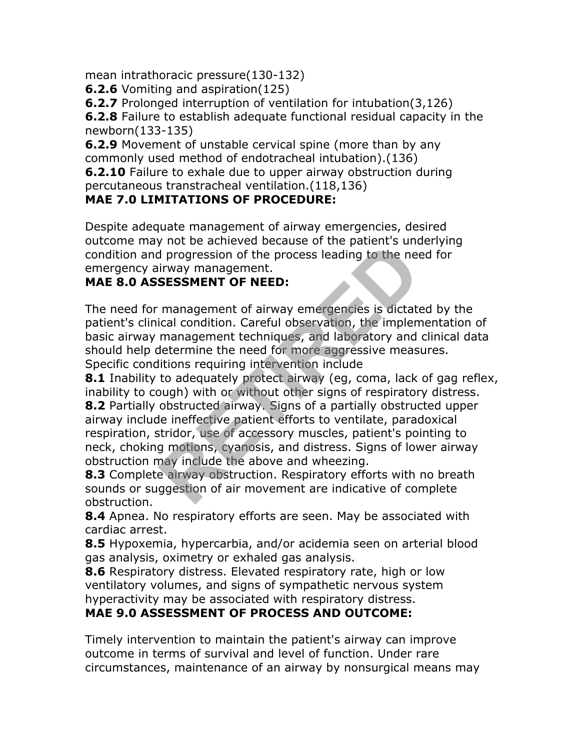mean intrathoracic pressure(130-132)

**6.2.6** Vomiting and aspiration(125)

**6.2.7** Prolonged interruption of ventilation for intubation(3,126)

**6.2.8** Failure to establish adequate functional residual capacity in the newborn(133-135)

**6.2.9** Movement of unstable cervical spine (more than by any commonly used method of endotracheal intubation).(136)

**6.2.10** Failure to exhale due to upper airway obstruction during percutaneous transtracheal ventilation.(118,136)

**MAE 7.0 LIMITATIONS OF PROCEDURE:**

Despite adequate management of airway emergencies, desired outcome may not be achieved because of the patient's underlying condition and progression of the process leading to the need for emergency airway management.

**MAE 8.0 ASSESSMENT OF NEED:**

The need for management of airway emergencies is dictated by the patient's clinical condition. Careful observation, the implementation of basic airway management techniques, and laboratory and clinical data should help determine the need for more aggressive measures. Specific conditions requiring intervention include

**8.1** Inability to adequately protect airway (eg, coma, lack of gag reflex, inability to cough) with or without other signs of respiratory distress.

**8.2** Partially obstructed airway. Signs of a partially obstructed upper airway include ineffective patient efforts to ventilate, paradoxical respiration, stridor, use of accessory muscles, patient's pointing to neck, choking motions, cyanosis, and distress. Signs of lower airway obstruction may include the above and wheezing.

**8.3** Complete airway obstruction. Respiratory efforts with no breath sounds or suggestion of air movement are indicative of complete obstruction.

**8.4** Apnea. No respiratory efforts are seen. May be associated with cardiac arrest.

**8.5** Hypoxemia, hypercarbia, and/or acidemia seen on arterial blood gas analysis, oximetry or exhaled gas analysis.

**8.6** Respiratory distress. Elevated respiratory rate, high or low ventilatory volumes, and signs of sympathetic nervous system hyperactivity may be associated with respiratory distress.

**MAE 9.0 ASSESSMENT OF PROCESS AND OUTCOME:**

Timely intervention to maintain the patient's airway can improve outcome in terms of survival and level of function. Under rare circumstances, maintenance of an airway by nonsurgical means may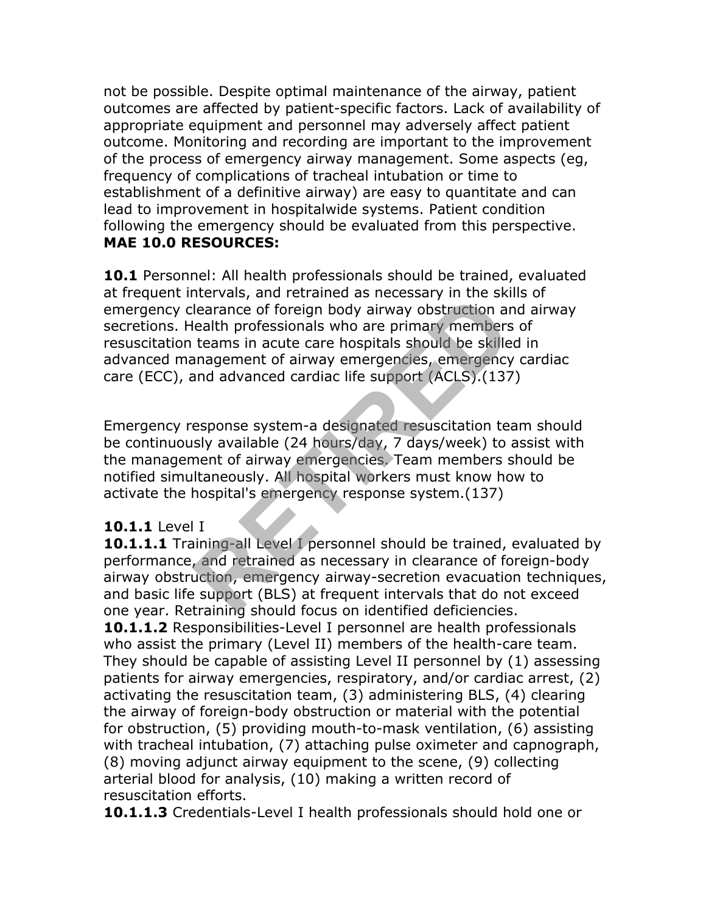not be possible. Despite optimal maintenance of the airway, patient outcomes are affected by patient-specific factors. Lack of availability of appropriate equipment and personnel may adversely affect patient outcome. Monitoring and recording are important to the improvement of the process of emergency airway management. Some aspects (eg, frequency of complications of tracheal intubation or time to establishment of a definitive airway) are easy to quantitate and can lead to improvement in hospitalwide systems. Patient condition following the emergency should be evaluated from this perspective.

**MAE 10.0 RESOURCES:**

**10.1** Personnel: All health professionals should be trained, evaluated at frequent intervals, and retrained as necessary in the skills of emergency clearance of foreign body airway obstruction and airway secretions. Health professionals who are primary members of resuscitation teams in acute care hospitals should be skilled in advanced management of airway emergencies, emergency cardiac care (ECC), and advanced cardiac life support (ACLS).(137)

Emergency response system-a designated resuscitation team should be continuously available (24 hours/day, 7 days/week) to assist with the management of airway emergencies. Team members should be notified simultaneously. All hospital workers must know how to activate the hospital's emergency response system.(137)

**10.1.1** Level I

**10.1.1.1** Training-all Level I personnel should be trained, evaluated by performance, and retrained as necessary in clearance of foreign-body airway obstruction, emergency airway-secretion evacuation techniques, and basic life support (BLS) at frequent intervals that do not exceed one year. Retraining should focus on identified deficiencies.

**10.1.1.2** Responsibilities-Level I personnel are health professionals who assist the primary (Level II) members of the health-care team. They should be capable of assisting Level II personnel by (1) assessing patients for airway emergencies, respiratory, and/or cardiac arrest, (2) activating the resuscitation team, (3) administering BLS, (4) clearing the airway of foreign-body obstruction or material with the potential for obstruction, (5) providing mouth-to-mask ventilation, (6) assisting with tracheal intubation, (7) attaching pulse oximeter and capnograph, (8) moving adjunct airway equipment to the scene, (9) collecting arterial blood for analysis, (10) making a written record of resuscitation efforts.

**10.1.1.3** Credentials-Level I health professionals should hold one or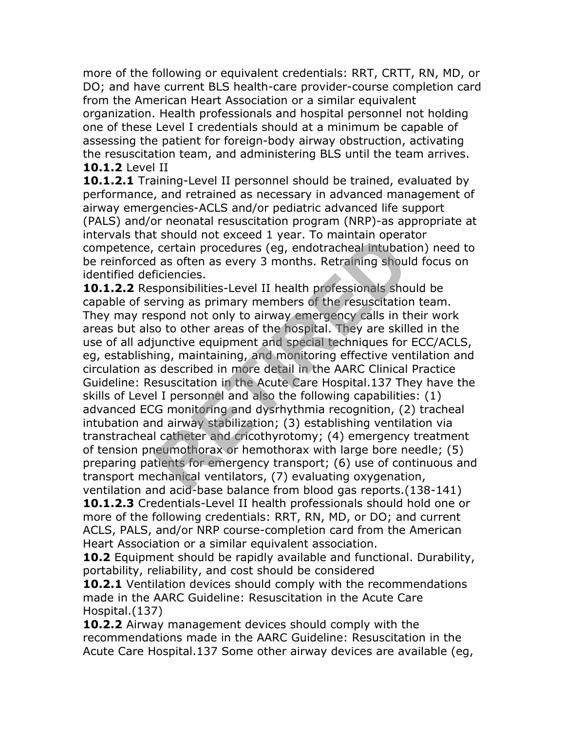more of the following or equivalent credentials: RRT, CRTT, RN, MD, or DO; and have current BLS health-care provider-course completion card from the American Heart Association or a similar equivalent organization. Health professionals and hospital personnel not holding one of these Level I credentials should at a minimum be capable of assessing the patient for foreign-body airway obstruction, activating the resuscitation team, and administering BLS until the team arrives.

**10.1.2** Level II

**10.1.2.1** Training-Level II personnel should be trained, evaluated by performance, and retrained as necessary in advanced management of airway emergencies-ACLS and/or pediatric advanced life support (PALS) and/or neonatal resuscitation program (NRP)-as appropriate at intervals that should not exceed 1 year. To maintain operator competence, certain procedures (eg, endotracheal intubation) need to be reinforced as often as every 3 months. Retraining should focus on identified deficiencies.

**10.1.2.2** Responsibilities-Level II health professionals should be capable of serving as primary members of the resuscitation team. They may respond not only to airway emergency calls in their work areas but also to other areas of the hospital. They are skilled in the use of all adjunctive equipment and special techniques for ECC/ACLS, eg, establishing, maintaining, and monitoring effective ventilation and circulation as described in more detail in the AARC Clinical Practice Guideline: Resuscitation in the Acute Care Hospital.137 They have the skills of Level I personnel and also the following capabilities: (1) advanced ECG monitoring and dysrhythmia recognition, (2) tracheal intubation and airway stabilization; (3) establishing ventilation via transtracheal catheter and cricothyrotomy; (4) emergency treatment of tension pneumothorax or hemothorax with large bore needle; (5) preparing patients for emergency transport; (6) use of continuous and transport mechanical ventilators, (7) evaluating oxygenation, ventilation and acid-base balance from blood gas reports.(138-141)

**10.1.2.3** Credentials-Level II health professionals should hold one or more of the following credentials: RRT, RN, MD, or DO; and current ACLS, PALS, and/or NRP course-completion card from the American Heart Association or a similar equivalent association.

**10.2** Equipment should be rapidly available and functional. Durability, portability, reliability, and cost should be considered

**10.2.1** Ventilation devices should comply with the recommendations made in the AARC Guideline: Resuscitation in the Acute Care Hospital.(137)

**10.2.2** Airway management devices should comply with the recommendations made in the AARC Guideline: Resuscitation in the Acute Care Hospital.137 Some other airway devices are available (eg,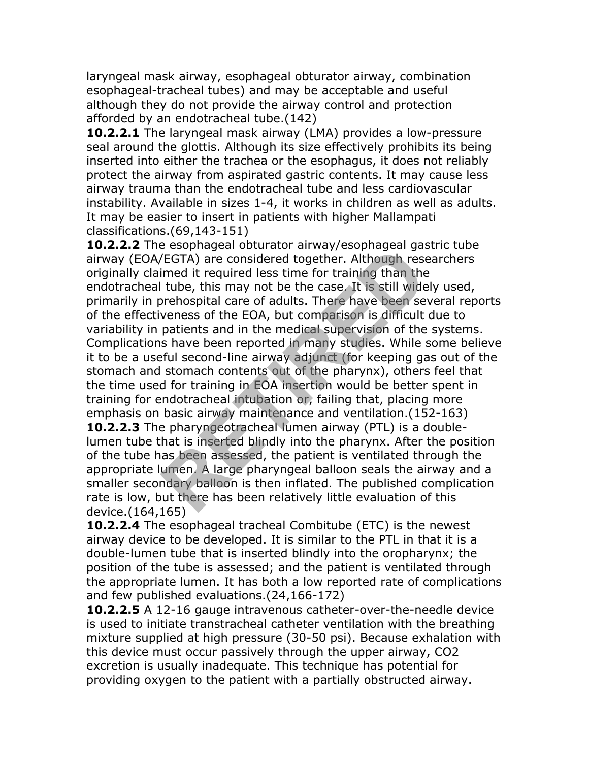laryngeal mask airway, esophageal obturator airway, combination esophageal-tracheal tubes) and may be acceptable and useful although they do not provide the airway control and protection afforded by an endotracheal tube.(142)

**10.2.2.1** The laryngeal mask airway (LMA) provides a low-pressure seal around the glottis. Although its size effectively prohibits its being inserted into either the trachea or the esophagus, it does not reliably protect the airway from aspirated gastric contents. It may cause less airway trauma than the endotracheal tube and less cardiovascular instability. Available in sizes 1-4, it works in children as well as adults. It may be easier to insert in patients with higher Mallampati classifications.(69,143-151)

**10.2.2.2** The esophageal obturator airway/esophageal gastric tube airway (EOA/EGTA) are considered together. Although researchers originally claimed it required less time for training than the endotracheal tube, this may not be the case. It is still widely used, primarily in prehospital care of adults. There have been several reports of the effectiveness of the EOA, but comparison is difficult due to variability in patients and in the medical supervision of the systems. Complications have been reported in many studies. While some believe it to be a useful second-line airway adjunct (for keeping gas out of the stomach and stomach contents out of the pharynx), others feel that the time used for training in EOA insertion would be better spent in training for endotracheal intubation or, failing that, placing more emphasis on basic airway maintenance and ventilation.(152-163)

**10.2.2.3** The pharyngeotracheal lumen airway (PTL) is a double-lumen tube that is inserted blindly into the pharynx. After the position of the tube has been assessed, the patient is ventilated through the appropriate lumen. A large pharyngeal balloon seals the airway and a smaller secondary balloon is then inflated. The published complication rate is low, but there has been relatively little evaluation of this device.(164,165)

**10.2.2.4** The esophageal tracheal Combitube (ETC) is the newest airway device to be developed. It is similar to the PTL in that it is a double-lumen tube that is inserted blindly into the oropharynx; the position of the tube is assessed; and the patient is ventilated through the appropriate lumen. It has both a low reported rate of complications and few published evaluations.(24,166-172)

**10.2.2.5** A 12-16 gauge intravenous catheter-over-the-needle device is used to initiate transtracheal catheter ventilation with the breathing mixture supplied at high pressure (30-50 psi). Because exhalation with this device must occur passively through the upper airway, $CO_2$ excretion is usually inadequate. This technique has potential for providing oxygen to the patient with a partially obstructed airway.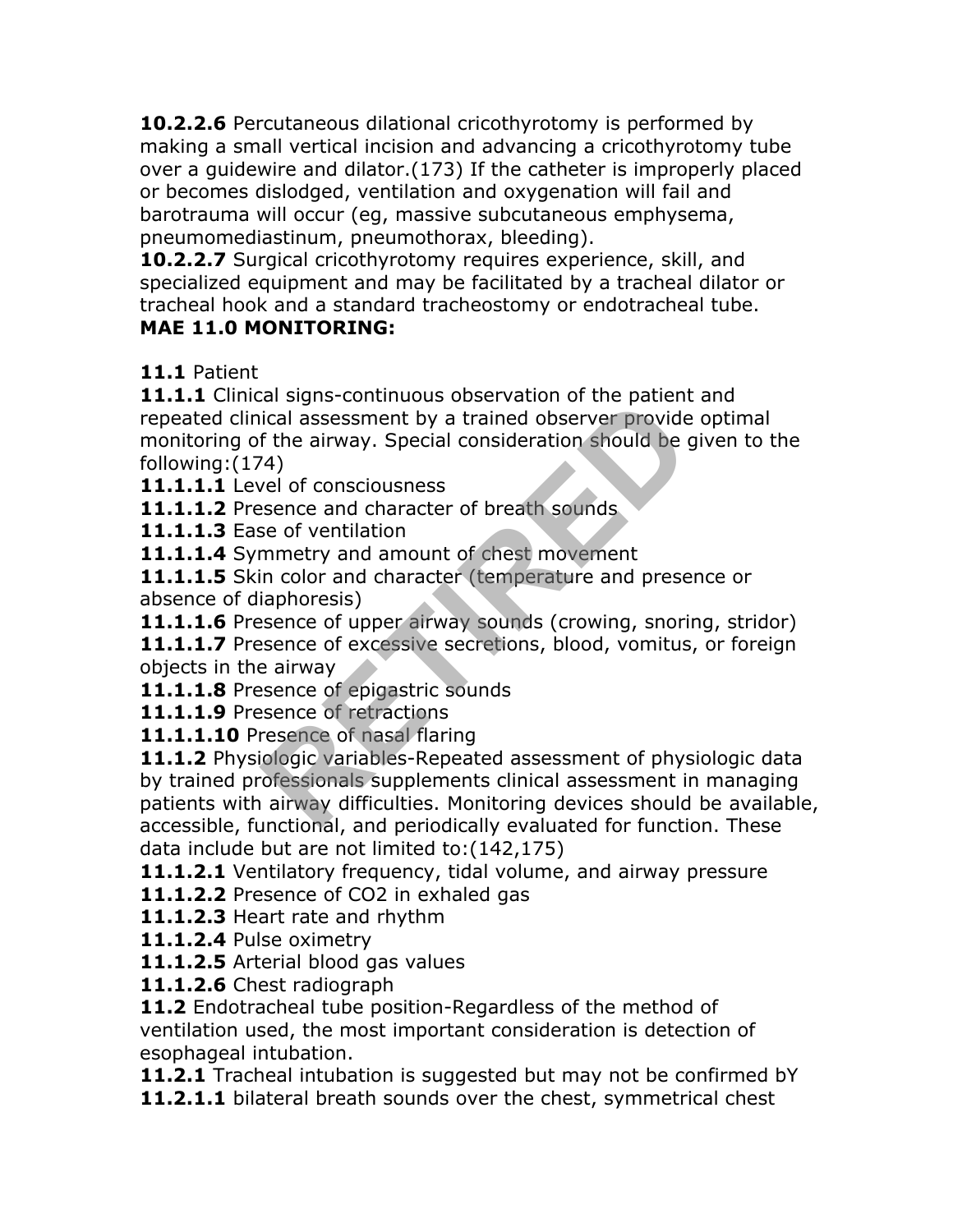**10.2.2.6** Percutaneous dilational cricothyrotomy is performed by making a small vertical incision and advancing a cricothyrotomy tube over a guidewire and dilator.(173) If the catheter is improperly placed or becomes dislodged, ventilation and oxygenation will fail and barotrauma will occur (eg, massive subcutaneous emphysema, pneumomediastinum, pneumothorax, bleeding).

**10.2.2.7** Surgical cricothyrotomy requires experience, skill, and specialized equipment and may be facilitated by a tracheal dilator or tracheal hook and a standard tracheostomy or endotracheal tube.

**MAE 11.0 MONITORING:**

**11.1** Patient

**11.1.1** Clinical signs-continuous observation of the patient and repeated clinical assessment by a trained observer provide optimal monitoring of the airway. Special consideration should be given to the following:(174)

**11.1.1.1** Level of consciousness

**11.1.1.2** Presence and character of breath sounds

**11.1.1.3** Ease of ventilation

**11.1.1.4** Symmetry and amount of chest movement

**11.1.1.5** Skin color and character (temperature and presence or absence of diaphoresis)

**11.1.1.6** Presence of upper airway sounds (crowing, snoring, stridor)

**11.1.1.7** Presence of excessive secretions, blood, vomitus, or foreign objects in the airway

**11.1.1.8** Presence of epigastric sounds

**11.1.1.9** Presence of retractions

**11.1.1.10** Presence of nasal flaring

**11.1.2** Physiologic variables-Repeated assessment of physiologic data by trained professionals supplements clinical assessment in managing patients with airway difficulties. Monitoring devices should be available, accessible, functional, and periodically evaluated for function. These data include but are not limited to:(142,175)

**11.1.2.1** Ventilatory frequency, tidal volume, and airway pressure

**11.1.2.2** Presence of $CO_2$ in exhaled gas

**11.1.2.3** Heart rate and rhythm

**11.1.2.4** Pulse oximetry

**11.1.2.5** Arterial blood gas values

**11.1.2.6** Chest radiograph

**11.2** Endotracheal tube position-Regardless of the method of ventilation used, the most important consideration is detection of esophageal intubation.

**11.2.1** Tracheal intubation is suggested but may not be confirmed bY

**11.2.1.1** bilateral breath sounds over the chest, symmetrical chest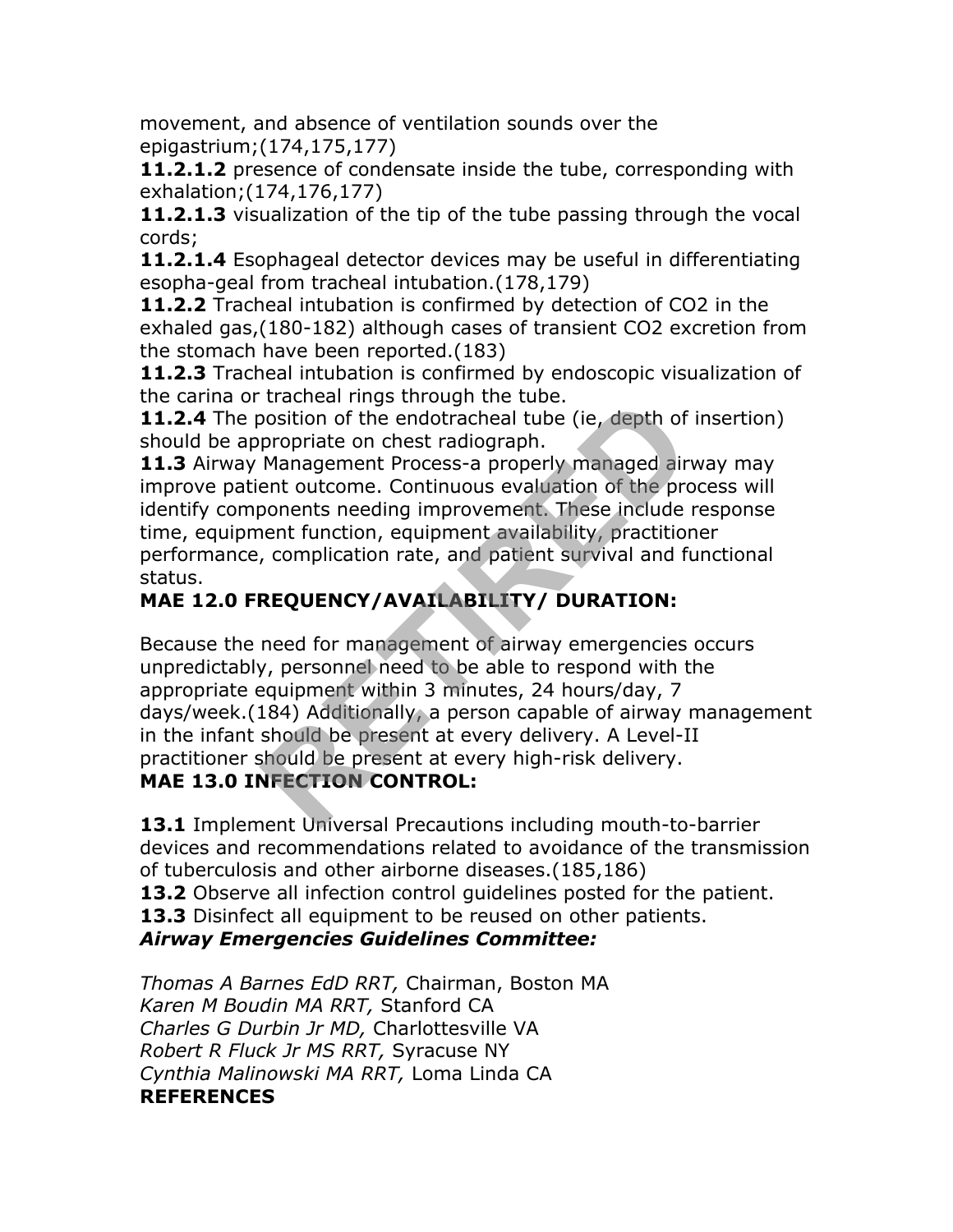movement, and absence of ventilation sounds over the epigastrium;(174,175,177)

**11.2.1.2** presence of condensate inside the tube, corresponding with exhalation;(174,176,177)

**11.2.1.3** visualization of the tip of the tube passing through the vocal cords;

**11.2.1.4** Esophageal detector devices may be useful in differentiating esopha-geal from tracheal intubation.(178,179)

**11.2.2** Tracheal intubation is confirmed by detection of $CO_2$ in the exhaled gas,(180-182) although cases of transient $CO_2$ excretion from the stomach have been reported.(183)

**11.2.3** Tracheal intubation is confirmed by endoscopic visualization of the carina or tracheal rings through the tube.

**11.2.4** The position of the endotracheal tube (ie, depth of insertion) should be appropriate on chest radiograph.

**11.3** Airway Management Process-a properly managed airway may improve patient outcome. Continuous evaluation of the process will identify components needing improvement. These include response time, equipment function, equipment availability, practitioner performance, complication rate, and patient survival and functional status.

**MAE 12.0 FREQUENCY/AVAILABILITY/ DURATION:**

Because the need for management of airway emergencies occurs unpredictably, personnel need to be able to respond with the appropriate equipment within 3 minutes, 24 hours/day, 7 days/week.(184) Additionally, a person capable of airway management in the infant should be present at every delivery. A Level-II practitioner should be present at every high-risk delivery.

**MAE 13.0 INFECTION CONTROL:**

**13.1** Implement Universal Precautions including mouth-to-barrier devices and recommendations related to avoidance of the transmission of tuberculosis and other airborne diseases.(185,186)

**13.2** Observe all infection control guidelines posted for the patient.

**13.3** Disinfect all equipment to be reused on other patients.

***Airway Emergencies Guidelines Committee:***

*Thomas A Barnes EdD RRT,* Chairman, Boston MA
*Karen M Boudin MA RRT,* Stanford CA
*Charles G Durbin Jr MD,* Charlottesville VA
*Robert R Fluck Jr MS RRT,* Syracuse NY
*Cynthia Malinowski MA RRT,* Loma Linda CA

**REFERENCES**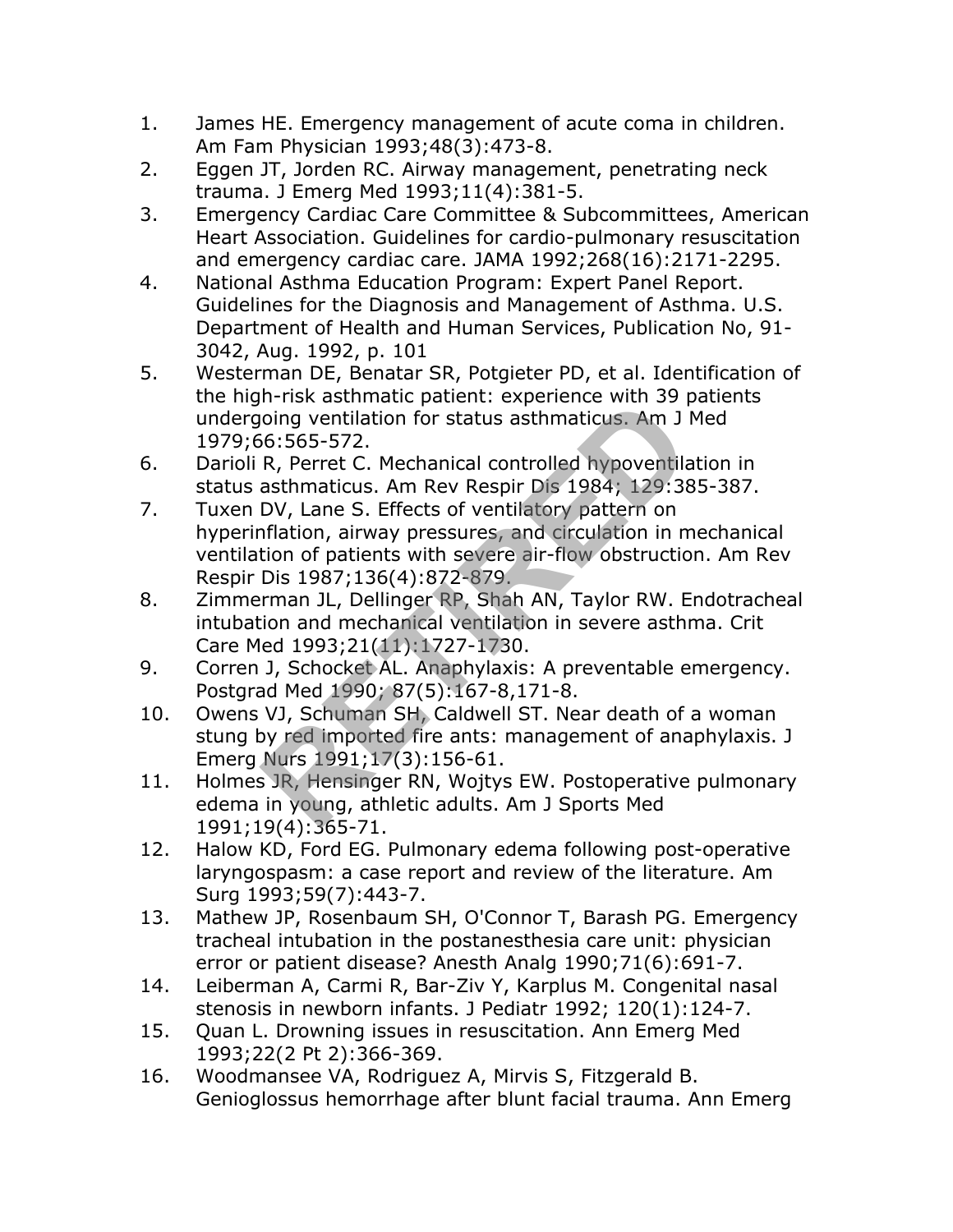1. James HE. Emergency management of acute coma in children. Am Fam Physician 1993;48(3):473-8.
2. Eggen JT, Jorden RC. Airway management, penetrating neck trauma. J Emerg Med 1993;11(4):381-5.
3. Emergency Cardiac Care Committee & Subcommittees, American Heart Association. Guidelines for cardio-pulmonary resuscitation and emergency cardiac care. JAMA 1992;268(16):2171-2295.
4. National Asthma Education Program: Expert Panel Report. Guidelines for the Diagnosis and Management of Asthma. U.S. Department of Health and Human Services, Publication No, 91-3042, Aug. 1992, p. 101
5. Westerman DE, Benatar SR, Potgieter PD, et al. Identification of the high-risk asthmatic patient: experience with 39 patients undergoing ventilation for status asthmaticus. Am J Med 1979;66:565-572.
6. Darioli R, Perret C. Mechanical controlled hypoventilation in status asthmaticus. Am Rev Respir Dis 1984; 129:385-387.
7. Tuxen DV, Lane S. Effects of ventilatory pattern on hyperinflation, airway pressures, and circulation in mechanical ventilation of patients with severe air-flow obstruction. Am Rev Respir Dis 1987;136(4):872-879.
8. Zimmerman JL, Dellinger RP, Shah AN, Taylor RW. Endotracheal intubation and mechanical ventilation in severe asthma. Crit Care Med 1993;21(11):1727-1730.
9. Corren J, Schocket AL. Anaphylaxis: A preventable emergency. Postgrad Med 1990; 87(5):167-8,171-8.
10. Owens VJ, Schuman SH, Caldwell ST. Near death of a woman stung by red imported fire ants: management of anaphylaxis. J Emerg Nurs 1991;17(3):156-61.
11. Holmes JR, Hensinger RN, Wojtys EW. Postoperative pulmonary edema in young, athletic adults. Am J Sports Med 1991;19(4):365-71.
12. Halow KD, Ford EG. Pulmonary edema following post-operative laryngospasm: a case report and review of the literature. Am Surg 1993;59(7):443-7.
13. Mathew JP, Rosenbaum SH, O'Connor T, Barash PG. Emergency tracheal intubation in the postanesthesia care unit: physician error or patient disease? Anesth Analg 1990;71(6):691-7.
14. Leiberman A, Carmi R, Bar-Ziv Y, Karplus M. Congenital nasal stenosis in newborn infants. J Pediatr 1992; 120(1):124-7.
15. Quan L. Drowning issues in resuscitation. Ann Emerg Med 1993;22(2 Pt 2):366-369.
16. Woodmansee VA, Rodriguez A, Mirvis S, Fitzgerald B. Genioglossus hemorrhage after blunt facial trauma. Ann Emerg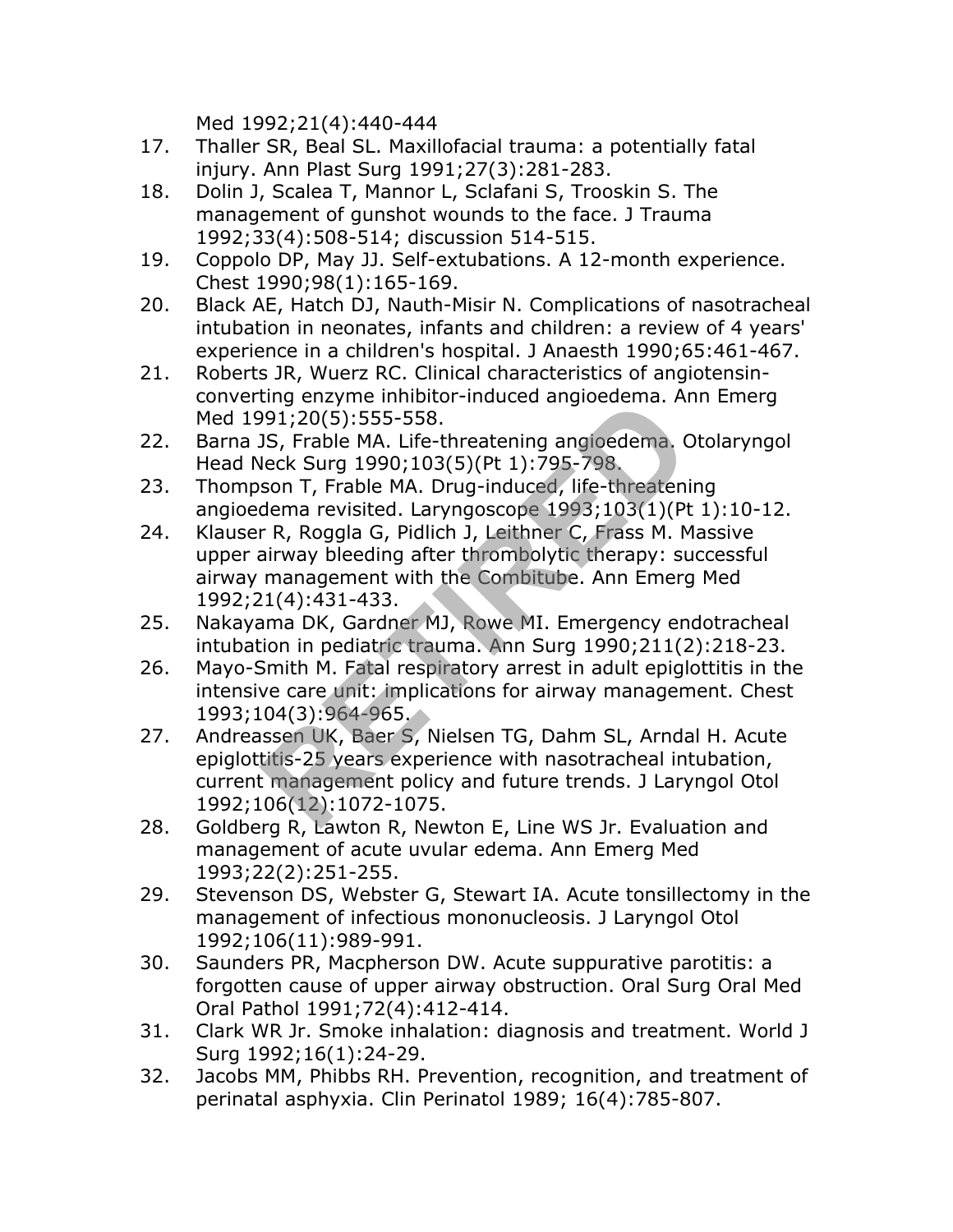Med 1992;21(4):440-444

17. Thaller SR, Beal SL. Maxillofacial trauma: a potentially fatal injury. Ann Plast Surg 1991;27(3):281-283.
18. Dolin J, Scalea T, Mannor L, Sclafani S, Trooskin S. The management of gunshot wounds to the face. J Trauma 1992;33(4):508-514; discussion 514-515.
19. Coppolo DP, May JJ. Self-extubations. A 12-month experience. Chest 1990;98(1):165-169.
20. Black AE, Hatch DJ, Nauth-Misir N. Complications of nasotracheal intubation in neonates, infants and children: a review of 4 years' experience in a children's hospital. J Anaesth 1990;65:461-467.
21. Roberts JR, Wuerz RC. Clinical characteristics of angiotensin-converting enzyme inhibitor-induced angioedema. Ann Emerg Med 1991;20(5):555-558.
22. Barna JS, Frable MA. Life-threatening angioedema. Otolaryngol Head Neck Surg 1990;103(5)(Pt 1):795-798.
23. Thompson T, Frable MA. Drug-induced, life-threatening angioedema revisited. Laryngoscope 1993;103(1)(Pt 1):10-12.
24. Klauser R, Roggla G, Pidlich J, Leithner C, Frass M. Massive upper airway bleeding after thrombolytic therapy: successful airway management with the Combitube. Ann Emerg Med 1992;21(4):431-433.
25. Nakayama DK, Gardner MJ, Rowe MI. Emergency endotracheal intubation in pediatric trauma. Ann Surg 1990;211(2):218-23.
26. Mayo-Smith M. Fatal respiratory arrest in adult epiglottitis in the intensive care unit: implications for airway management. Chest 1993;104(3):964-965.
27. Andreassen UK, Baer S, Nielsen TG, Dahm SL, Arndal H. Acute epiglottitis-25 years experience with nasotracheal intubation, current management policy and future trends. J Laryngol Otol 1992;106(12):1072-1075.
28. Goldberg R, Lawton R, Newton E, Line WS Jr. Evaluation and management of acute uvular edema. Ann Emerg Med 1993;22(2):251-255.
29. Stevenson DS, Webster G, Stewart IA. Acute tonsillectomy in the management of infectious mononucleosis. J Laryngol Otol 1992;106(11):989-991.
30. Saunders PR, Macpherson DW. Acute suppurative parotitis: a forgotten cause of upper airway obstruction. Oral Surg Oral Med Oral Pathol 1991;72(4):412-414.
31. Clark WR Jr. Smoke inhalation: diagnosis and treatment. World J Surg 1992;16(1):24-29.
32. Jacobs MM, Phibbs RH. Prevention, recognition, and treatment of perinatal asphyxia. Clin Perinatol 1989; 16(4):785-807.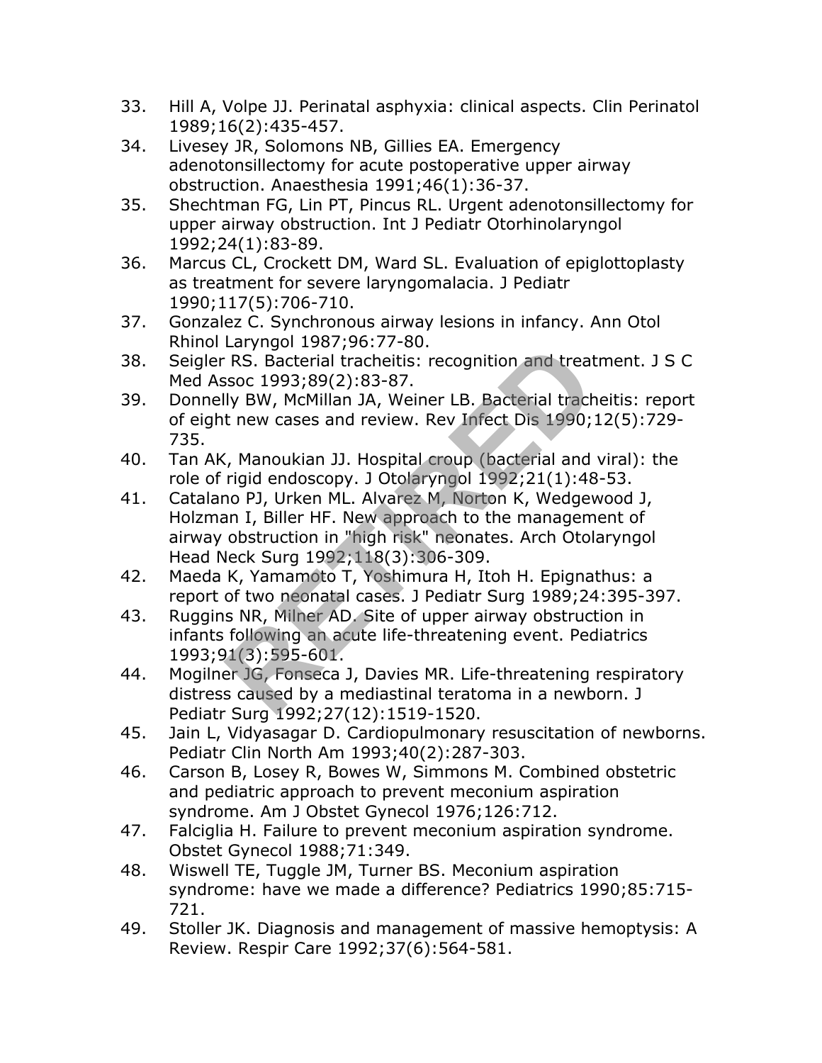33. Hill A, Volpe JJ. Perinatal asphyxia: clinical aspects. Clin Perinatol 1989;16(2):435-457.
34. Livesey JR, Solomons NB, Gillies EA. Emergency adenotonsillectomy for acute postoperative upper airway obstruction. Anaesthesia 1991;46(1):36-37.
35. Shechtman FG, Lin PT, Pincus RL. Urgent adenotonsillectomy for upper airway obstruction. Int J Pediatr Otorhinolaryngol 1992;24(1):83-89.
36. Marcus CL, Crockett DM, Ward SL. Evaluation of epiglottoplasty as treatment for severe laryngomalacia. J Pediatr 1990;117(5):706-710.
37. Gonzalez C. Synchronous airway lesions in infancy. Ann Otol Rhinol Laryngol 1987;96:77-80.
38. Seigler RS. Bacterial tracheitis: recognition and treatment. J S C Med Assoc 1993;89(2):83-87.
39. Donnelly BW, McMillan JA, Weiner LB. Bacterial tracheitis: report of eight new cases and review. Rev Infect Dis 1990;12(5):729-735.
40. Tan AK, Manoukian JJ. Hospital croup (bacterial and viral): the role of rigid endoscopy. J Otolaryngol 1992;21(1):48-53.
41. Catalano PJ, Urken ML. Alvarez M, Norton K, Wedgewood J, Holzman I, Biller HF. New approach to the management of airway obstruction in "high risk" neonates. Arch Otolaryngol Head Neck Surg 1992;118(3):306-309.
42. Maeda K, Yamamoto T, Yoshimura H, Itoh H. Epignathus: a report of two neonatal cases. J Pediatr Surg 1989;24:395-397.
43. Ruggins NR, Milner AD. Site of upper airway obstruction in infants following an acute life-threatening event. Pediatrics 1993;91(3):595-601.
44. Mogilner JG, Fonseca J, Davies MR. Life-threatening respiratory distress caused by a mediastinal teratoma in a newborn. J Pediatr Surg 1992;27(12):1519-1520.
45. Jain L, Vidyasagar D. Cardiopulmonary resuscitation of newborns. Pediatr Clin North Am 1993;40(2):287-303.
46. Carson B, Losey R, Bowes W, Simmons M. Combined obstetric and pediatric approach to prevent meconium aspiration syndrome. Am J Obstet Gynecol 1976;126:712.
47. Falciglia H. Failure to prevent meconium aspiration syndrome. Obstet Gynecol 1988;71:349.
48. Wiswell TE, Tuggle JM, Turner BS. Meconium aspiration syndrome: have we made a difference? Pediatrics 1990;85:715-721.
49. Stoller JK. Diagnosis and management of massive hemoptysis: A Review. Respir Care 1992;37(6):564-581.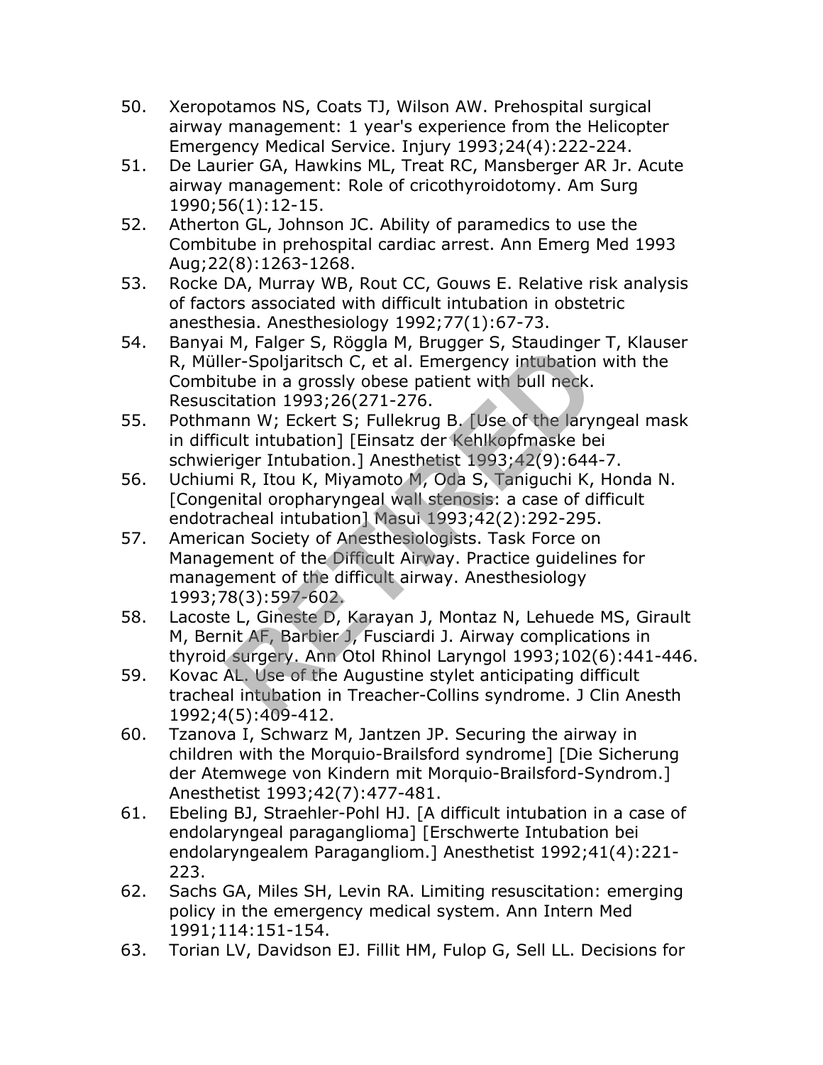50. Xeropotamos NS, Coats TJ, Wilson AW. Prehospital surgical airway management: 1 year's experience from the Helicopter Emergency Medical Service. Injury 1993;24(4):222-224.
51. De Laurier GA, Hawkins ML, Treat RC, Mansberger AR Jr. Acute airway management: Role of cricothyroidotomy. Am Surg 1990;56(1):12-15.
52. Atherton GL, Johnson JC. Ability of paramedics to use the Combitube in prehospital cardiac arrest. Ann Emerg Med 1993 Aug;22(8):1263-1268.
53. Rocke DA, Murray WB, Rout CC, Gouws E. Relative risk analysis of factors associated with difficult intubation in obstetric anesthesia. Anesthesiology 1992;77(1):67-73.
54. Banyai M, Falger S, Röggla M, Brugger S, Staudinger T, Klauser R, Müller-Spoljaritsch C, et al. Emergency intubation with the Combitube in a grossly obese patient with bull neck. Resuscitation 1993;26(271-276.
55. Pothmann W; Eckert S; Fullekrug B. [Use of the laryngeal mask in difficult intubation] [Einsatz der Kehlkopfmaske bei schwieriger Intubation.] Anesthetist 1993;42(9):644-7.
56. Uchiumi R, Itou K, Miyamoto M, Oda S, Taniguchi K, Honda N. [Congenital oropharyngeal wall stenosis: a case of difficult endotracheal intubation] Masui 1993;42(2):292-295.
57. American Society of Anesthesiologists. Task Force on Management of the Difficult Airway. Practice guidelines for management of the difficult airway. Anesthesiology 1993;78(3):597-602.
58. Lacoste L, Gineste D, Karayan J, Montaz N, Lehuede MS, Girault M, Bernit AF, Barbier J, Fusciardi J. Airway complications in thyroid surgery. Ann Otol Rhinol Laryngol 1993;102(6):441-446.
59. Kovac AL. Use of the Augustine stylet anticipating difficult tracheal intubation in Treacher-Collins syndrome. J Clin Anesth 1992;4(5):409-412.
60. Tzanova I, Schwarz M, Jantzen JP. Securing the airway in children with the Morquio-Brailsford syndrome] [Die Sicherung der Atemwege von Kindern mit Morquio-Brailsford-Syndrom.] Anesthetist 1993;42(7):477-481.
61. Ebeling BJ, Straehler-Pohl HJ. [A difficult intubation in a case of endolaryngeal paraganglioma] [Erschwerte Intubation bei endolaryngealem Paragangliom.] Anesthetist 1992;41(4):221-223.
62. Sachs GA, Miles SH, Levin RA. Limiting resuscitation: emerging policy in the emergency medical system. Ann Intern Med 1991;114:151-154.
63. Torian LV, Davidson EJ. Fillit HM, Fulop G, Sell LL. Decisions for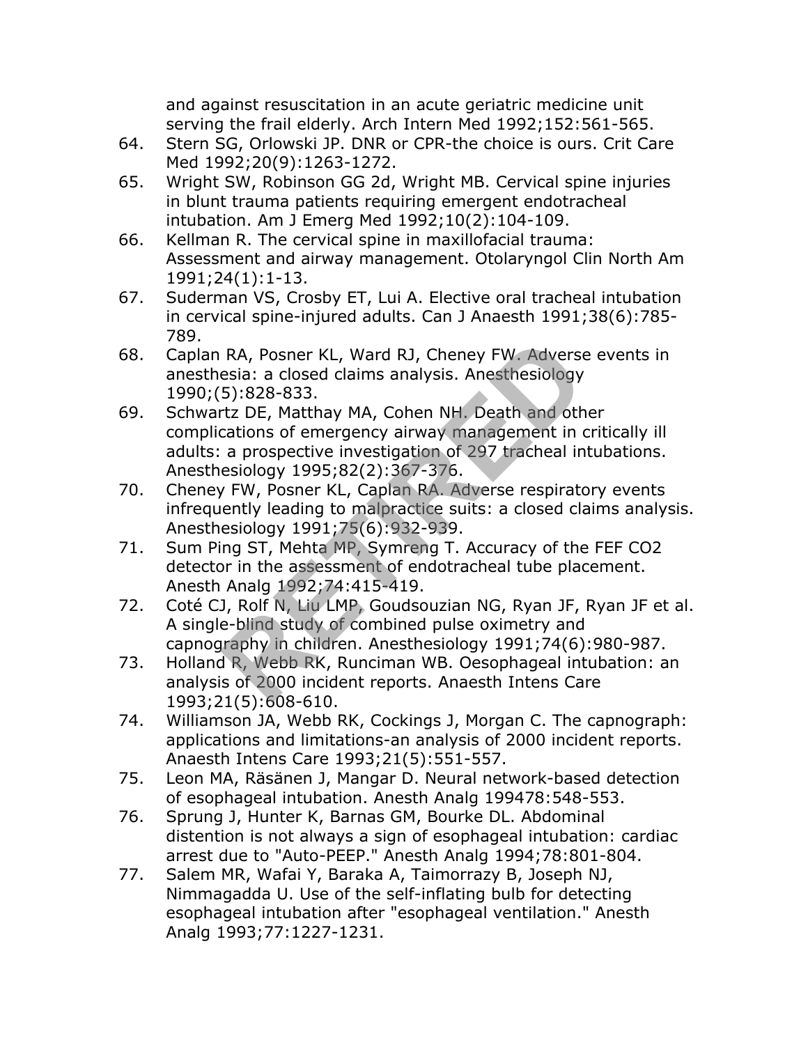and against resuscitation in an acute geriatric medicine unit serving the frail elderly. Arch Intern Med 1992;152:561-565.

64. Stern SG, Orlowski JP. DNR or CPR-the choice is ours. Crit Care Med 1992;20(9):1263-1272.
65. Wright SW, Robinson GG 2d, Wright MB. Cervical spine injuries in blunt trauma patients requiring emergent endotracheal intubation. Am J Emerg Med 1992;10(2):104-109.
66. Kellman R. The cervical spine in maxillofacial trauma: Assessment and airway management. Otolaryngol Clin North Am 1991;24(1):1-13.
67. Suderman VS, Crosby ET, Lui A. Elective oral tracheal intubation in cervical spine-injured adults. Can J Anaesth 1991;38(6):785-789.
68. Caplan RA, Posner KL, Ward RJ, Cheney FW. Adverse events in anesthesia: a closed claims analysis. Anesthesiology 1990;(5):828-833.
69. Schwartz DE, Matthay MA, Cohen NH. Death and other complications of emergency airway management in critically ill adults: a prospective investigation of 297 tracheal intubations. Anesthesiology 1995;82(2):367-376.
70. Cheney FW, Posner KL, Caplan RA. Adverse respiratory events infrequently leading to malpractice suits: a closed claims analysis. Anesthesiology 1991;75(6):932-939.
71. Sum Ping ST, Mehta MP, Symreng T. Accuracy of the FEF CO2 detector in the assessment of endotracheal tube placement. Anesth Analg 1992;74:415-419.
72. Coté CJ, Rolf N, Liu LMP, Goudsouzian NG, Ryan JF, Ryan JF et al. A single-blind study of combined pulse oximetry and capnography in children. Anesthesiology 1991;74(6):980-987.
73. Holland R, Webb RK, Runciman WB. Oesophageal intubation: an analysis of 2000 incident reports. Anaesth Intens Care 1993;21(5):608-610.
74. Williamson JA, Webb RK, Cockings J, Morgan C. The capnograph: applications and limitations-an analysis of 2000 incident reports. Anaesth Intens Care 1993;21(5):551-557.
75. Leon MA, Räsänen J, Mangar D. Neural network-based detection of esophageal intubation. Anesth Analg 199478:548-553.
76. Sprung J, Hunter K, Barnas GM, Bourke DL. Abdominal distention is not always a sign of esophageal intubation: cardiac arrest due to "Auto-PEEP." Anesth Analg 1994;78:801-804.
77. Salem MR, Wafai Y, Baraka A, Taimorrazy B, Joseph NJ, Nimmagadda U. Use of the self-inflating bulb for detecting esophageal intubation after "esophageal ventilation." Anesth Analg 1993;77:1227-1231.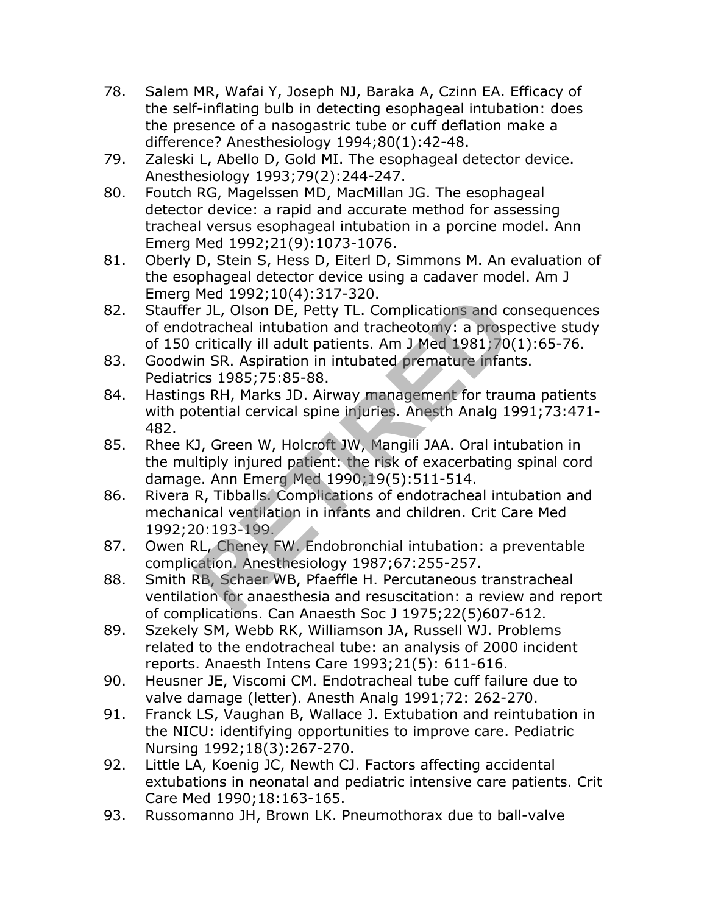78. Salem MR, Wafai Y, Joseph NJ, Baraka A, Czinn EA. Efficacy of the self-inflating bulb in detecting esophageal intubation: does the presence of a nasogastric tube or cuff deflation make a difference? Anesthesiology 1994;80(1):42-48.
79. Zaleski L, Abello D, Gold MI. The esophageal detector device. Anesthesiology 1993;79(2):244-247.
80. Foutch RG, Magelssen MD, MacMillan JG. The esophageal detector device: a rapid and accurate method for assessing tracheal versus esophageal intubation in a porcine model. Ann Emerg Med 1992;21(9):1073-1076.
81. Oberly D, Stein S, Hess D, Eiterl D, Simmons M. An evaluation of the esophageal detector device using a cadaver model. Am J Emerg Med 1992;10(4):317-320.
82. Stauffer JL, Olson DE, Petty TL. Complications and consequences of endotracheal intubation and tracheotomy: a prospective study of 150 critically ill adult patients. Am J Med 1981;70(1):65-76.
83. Goodwin SR. Aspiration in intubated premature infants. Pediatrics 1985;75:85-88.
84. Hastings RH, Marks JD. Airway management for trauma patients with potential cervical spine injuries. Anesth Analg 1991;73:471-482.
85. Rhee KJ, Green W, Holcroft JW, Mangili JAA. Oral intubation in the multiply injured patient: the risk of exacerbating spinal cord damage. Ann Emerg Med 1990;19(5):511-514.
86. Rivera R, Tibballs. Complications of endotracheal intubation and mechanical ventilation in infants and children. Crit Care Med 1992;20:193-199.
87. Owen RL, Cheney FW. Endobronchial intubation: a preventable complication. Anesthesiology 1987;67:255-257.
88. Smith RB, Schaer WB, Pfaeffle H. Percutaneous transtracheal ventilation for anaesthesia and resuscitation: a review and report of complications. Can Anaesth Soc J 1975;22(5)607-612.
89. Szekely SM, Webb RK, Williamson JA, Russell WJ. Problems related to the endotracheal tube: an analysis of 2000 incident reports. Anaesth Intens Care 1993;21(5): 611-616.
90. Heusner JE, Viscomi CM. Endotracheal tube cuff failure due to valve damage (letter). Anesth Analg 1991;72: 262-270.
91. Franck LS, Vaughan B, Wallace J. Extubation and reintubation in the NICU: identifying opportunities to improve care. Pediatric Nursing 1992;18(3):267-270.
92. Little LA, Koenig JC, Newth CJ. Factors affecting accidental extubations in neonatal and pediatric intensive care patients. Crit Care Med 1990;18:163-165.
93. Russomanno JH, Brown LK. Pneumothorax due to ball-valve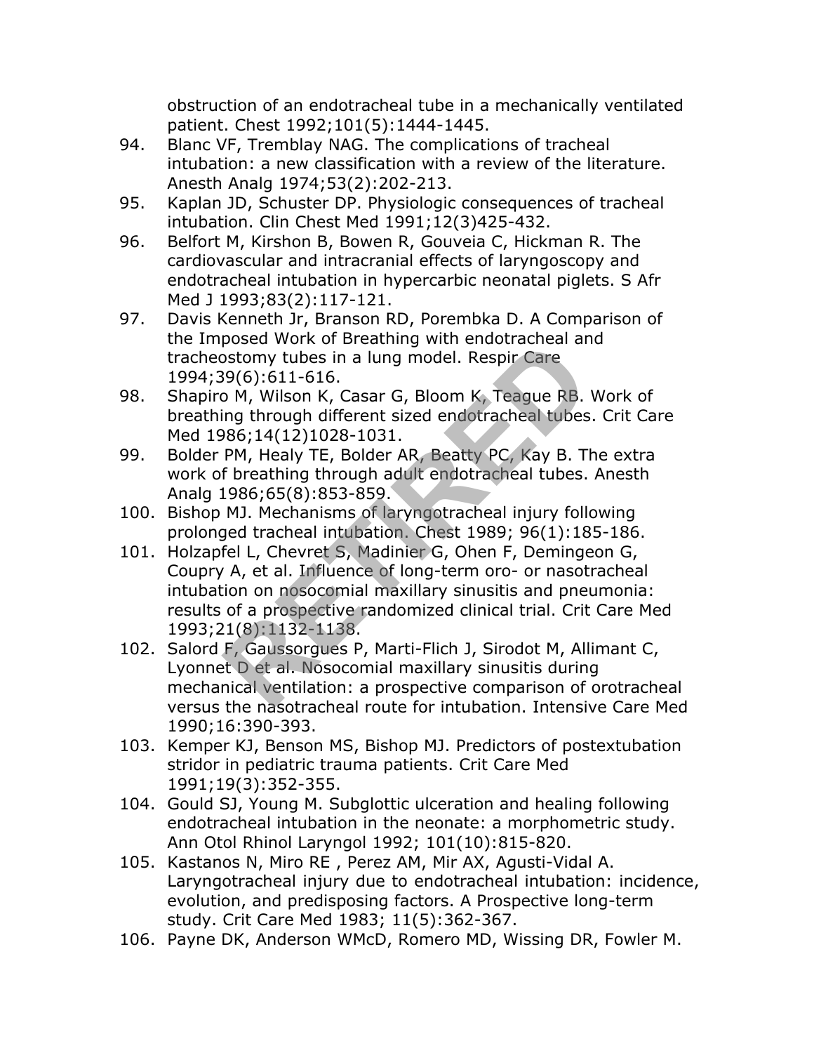obstruction of an endotracheal tube in a mechanically ventilated patient. Chest 1992;101(5):1444-1445.

94. Blanc VF, Tremblay NAG. The complications of tracheal intubation: a new classification with a review of the literature. Anesth Analg 1974;53(2):202-213.
95. Kaplan JD, Schuster DP. Physiologic consequences of tracheal intubation. Clin Chest Med 1991;12(3)425-432.
96. Belfort M, Kirshon B, Bowen R, Gouveia C, Hickman R. The cardiovascular and intracranial effects of laryngoscopy and endotracheal intubation in hypercarbic neonatal piglets. S Afr Med J 1993;83(2):117-121.
97. Davis Kenneth Jr, Branson RD, Porembka D. A Comparison of the Imposed Work of Breathing with endotracheal and tracheostomy tubes in a lung model. Respir Care 1994;39(6):611-616.
98. Shapiro M, Wilson K, Casar G, Bloom K, Teague RB. Work of breathing through different sized endotracheal tubes. Crit Care Med 1986;14(12)1028-1031.
99. Bolder PM, Healy TE, Bolder AR, Beatty PC, Kay B. The extra work of breathing through adult endotracheal tubes. Anesth Analg 1986;65(8):853-859.
100. Bishop MJ. Mechanisms of laryngotracheal injury following prolonged tracheal intubation. Chest 1989; 96(1):185-186.
101. Holzapfel L, Chevret S, Madinier G, Ohen F, Demingeon G, Coupry A, et al. Influence of long-term oro- or nasotracheal intubation on nosocomial maxillary sinusitis and pneumonia: results of a prospective randomized clinical trial. Crit Care Med 1993;21(8):1132-1138.
102. Salord F, Gaussorgues P, Marti-Flich J, Sirodot M, Allimant C, Lyonnet D et al. Nosocomial maxillary sinusitis during mechanical ventilation: a prospective comparison of orotracheal versus the nasotracheal route for intubation. Intensive Care Med 1990;16:390-393.
103. Kemper KJ, Benson MS, Bishop MJ. Predictors of postextubation stridor in pediatric trauma patients. Crit Care Med 1991;19(3):352-355.
104. Gould SJ, Young M. Subglottic ulceration and healing following endotracheal intubation in the neonate: a morphometric study. Ann Otol Rhinol Laryngol 1992; 101(10):815-820.
105. Kastanos N, Miro RE , Perez AM, Mir AX, Agusti-Vidal A. Laryngotracheal injury due to endotracheal intubation: incidence, evolution, and predisposing factors. A Prospective long-term study. Crit Care Med 1983; 11(5):362-367.
106. Payne DK, Anderson WMcD, Romero MD, Wissing DR, Fowler M.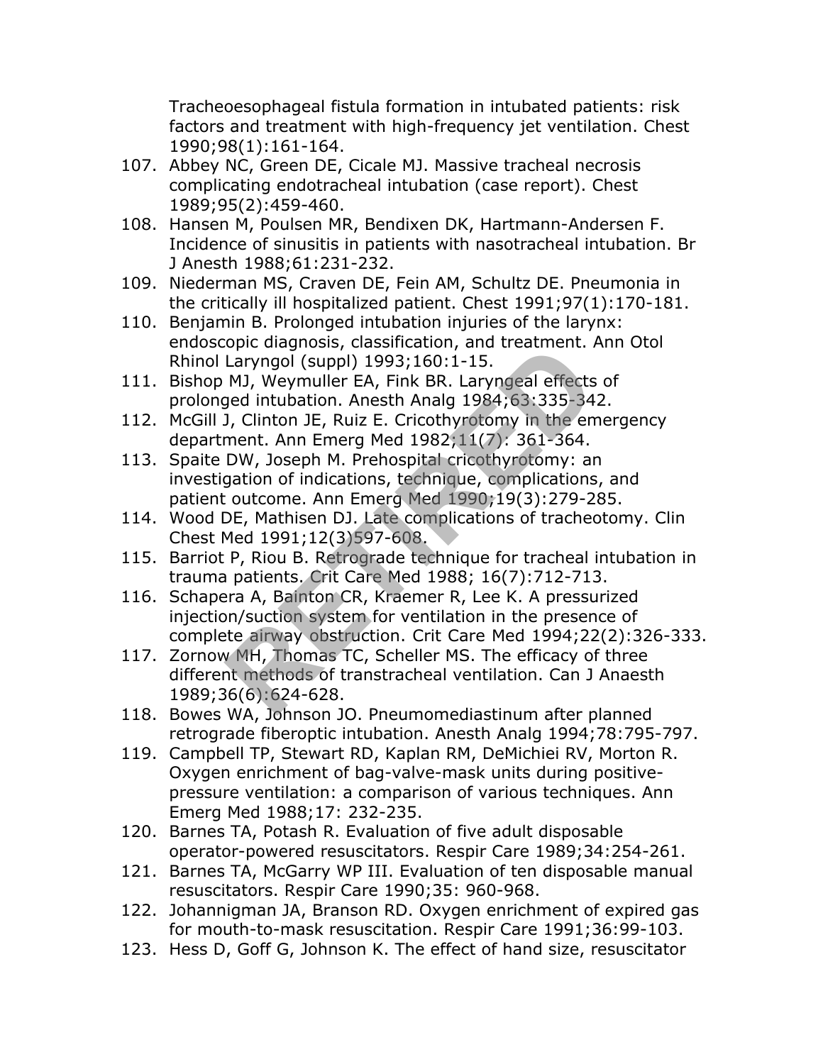Tracheoesophageal fistula formation in intubated patients: risk factors and treatment with high-frequency jet ventilation. Chest 1990;98(1):161-164.

107. Abbey NC, Green DE, Cicale MJ. Massive tracheal necrosis complicating endotracheal intubation (case report). Chest 1989;95(2):459-460.
108. Hansen M, Poulsen MR, Bendixen DK, Hartmann-Andersen F. Incidence of sinusitis in patients with nasotracheal intubation. Br J Anesth 1988;61:231-232.
109. Niederman MS, Craven DE, Fein AM, Schultz DE. Pneumonia in the critically ill hospitalized patient. Chest 1991;97(1):170-181.
110. Benjamin B. Prolonged intubation injuries of the larynx: endoscopic diagnosis, classification, and treatment. Ann Otol Rhinol Laryngol (suppl) 1993;160:1-15.
111. Bishop MJ, Weymuller EA, Fink BR. Laryngeal effects of prolonged intubation. Anesth Analg 1984;63:335-342.
112. McGill J, Clinton JE, Ruiz E. Cricothyrotomy in the emergency department. Ann Emerg Med 1982;11(7): 361-364.
113. Spaite DW, Joseph M. Prehospital cricothyrotomy: an investigation of indications, technique, complications, and patient outcome. Ann Emerg Med 1990;19(3):279-285.
114. Wood DE, Mathisen DJ. Late complications of tracheotomy. Clin Chest Med 1991;12(3)597-608.
115. Barriot P, Riou B. Retrograde technique for tracheal intubation in trauma patients. Crit Care Med 1988; 16(7):712-713.
116. Schapera A, Bainton CR, Kraemer R, Lee K. A pressurized injection/suction system for ventilation in the presence of complete airway obstruction. Crit Care Med 1994;22(2):326-333.
117. Zornow MH, Thomas TC, Scheller MS. The efficacy of three different methods of transtracheal ventilation. Can J Anaesth 1989;36(6):624-628.
118. Bowes WA, Johnson JO. Pneumomediastinum after planned retrograde fiberoptic intubation. Anesth Analg 1994;78:795-797.
119. Campbell TP, Stewart RD, Kaplan RM, DeMichiei RV, Morton R. Oxygen enrichment of bag-valve-mask units during positive-pressure ventilation: a comparison of various techniques. Ann Emerg Med 1988;17: 232-235.
120. Barnes TA, Potash R. Evaluation of five adult disposable operator-powered resuscitators. Respir Care 1989;34:254-261.
121. Barnes TA, McGarry WP III. Evaluation of ten disposable manual resuscitators. Respir Care 1990;35: 960-968.
122. Johannigman JA, Branson RD. Oxygen enrichment of expired gas for mouth-to-mask resuscitation. Respir Care 1991;36:99-103.
123. Hess D, Goff G, Johnson K. The effect of hand size, resuscitator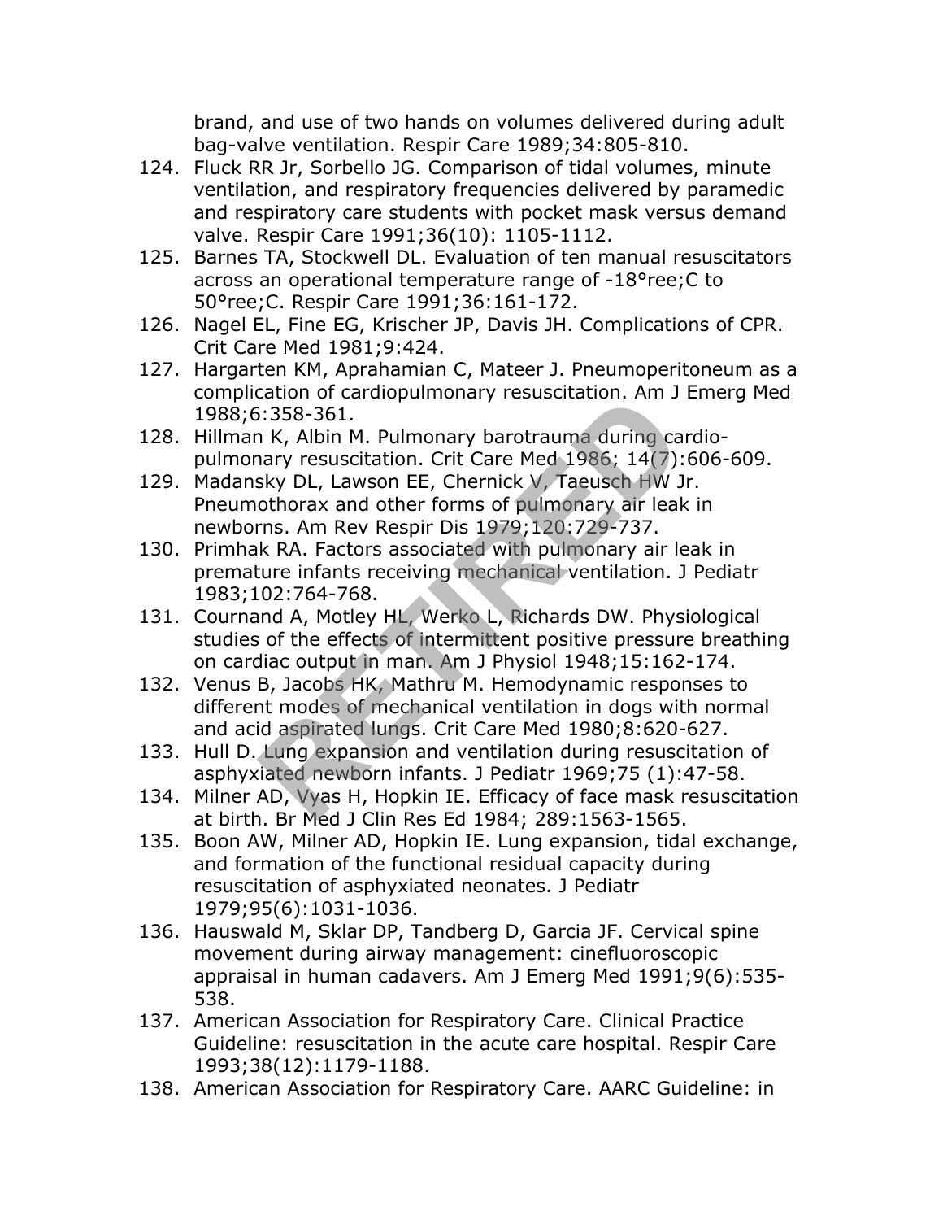brand, and use of two hands on volumes delivered during adult bag-valve ventilation. Respir Care 1989;34:805-810.

124. Fluck RR Jr, Sorbello JG. Comparison of tidal volumes, minute ventilation, and respiratory frequencies delivered by paramedic and respiratory care students with pocket mask versus demand valve. Respir Care 1991;36(10): 1105-1112.
125. Barnes TA, Stockwell DL. Evaluation of ten manual resuscitators across an operational temperature range of -18°ree;C to 50°ree;C. Respir Care 1991;36:161-172.
126. Nagel EL, Fine EG, Krischer JP, Davis JH. Complications of CPR. Crit Care Med 1981;9:424.
127. Hargarten KM, Aprahamian C, Mateer J. Pneumoperitoneum as a complication of cardiopulmonary resuscitation. Am J Emerg Med 1988;6:358-361.
128. Hillman K, Albin M. Pulmonary barotrauma during cardio-pulmonary resuscitation. Crit Care Med 1986; 14(7):606-609.
129. Madansky DL, Lawson EE, Chernick V, Taeusch HW Jr. Pneumothorax and other forms of pulmonary air leak in newborns. Am Rev Respir Dis 1979;120:729-737.
130. Primhak RA. Factors associated with pulmonary air leak in premature infants receiving mechanical ventilation. J Pediatr 1983;102:764-768.
131. Cournand A, Motley HL, Werko L, Richards DW. Physiological studies of the effects of intermittent positive pressure breathing on cardiac output in man. Am J Physiol 1948;15:162-174.
132. Venus B, Jacobs HK, Mathru M. Hemodynamic responses to different modes of mechanical ventilation in dogs with normal and acid aspirated lungs. Crit Care Med 1980;8:620-627.
133. Hull D. Lung expansion and ventilation during resuscitation of asphyxiated newborn infants. J Pediatr 1969;75 (1):47-58.
134. Milner AD, Vyas H, Hopkin IE. Efficacy of face mask resuscitation at birth. Br Med J Clin Res Ed 1984; 289:1563-1565.
135. Boon AW, Milner AD, Hopkin IE. Lung expansion, tidal exchange, and formation of the functional residual capacity during resuscitation of asphyxiated neonates. J Pediatr 1979;95(6):1031-1036.
136. Hauswald M, Sklar DP, Tandberg D, Garcia JF. Cervical spine movement during airway management: cinefluoroscopic appraisal in human cadavers. Am J Emerg Med 1991;9(6):535-538.
137. American Association for Respiratory Care. Clinical Practice Guideline: resuscitation in the acute care hospital. Respir Care 1993;38(12):1179-1188.
138. American Association for Respiratory Care. AARC Guideline: in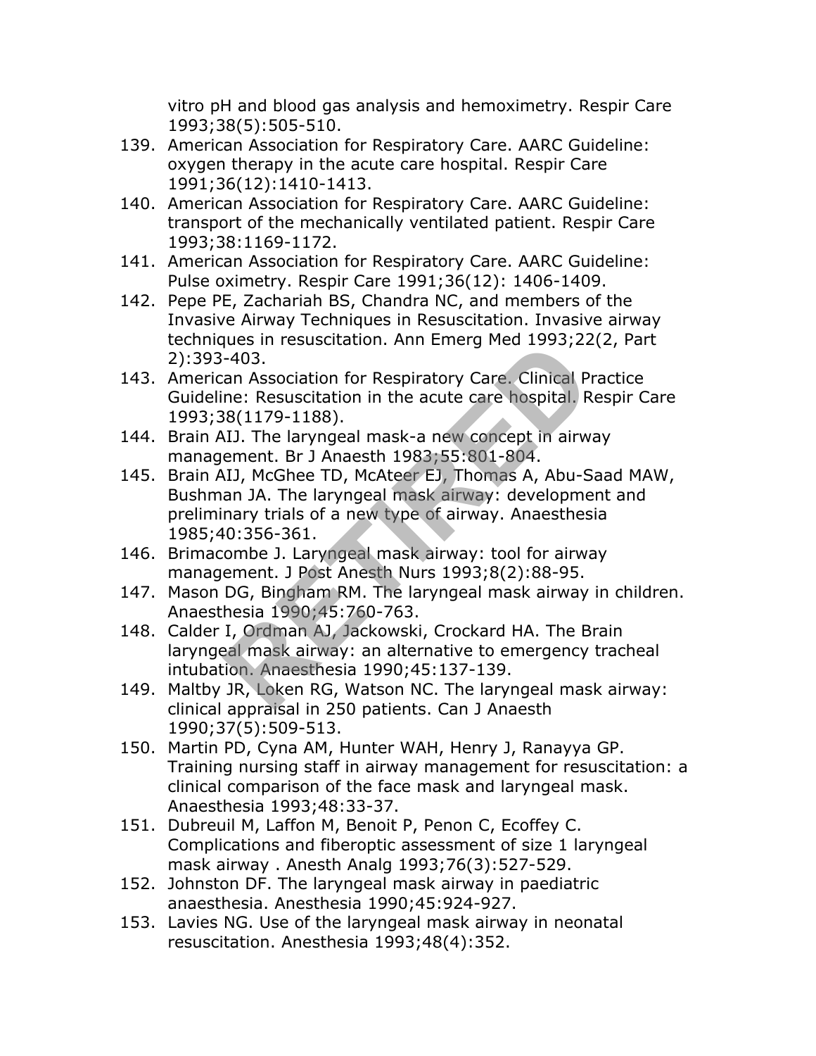vitro pH and blood gas analysis and hemoximetry. Respir Care 1993;38(5):505-510.

139. American Association for Respiratory Care. AARC Guideline: oxygen therapy in the acute care hospital. Respir Care 1991;36(12):1410-1413.
140. American Association for Respiratory Care. AARC Guideline: transport of the mechanically ventilated patient. Respir Care 1993;38:1169-1172.
141. American Association for Respiratory Care. AARC Guideline: Pulse oximetry. Respir Care 1991;36(12): 1406-1409.
142. Pepe PE, Zachariah BS, Chandra NC, and members of the Invasive Airway Techniques in Resuscitation. Invasive airway techniques in resuscitation. Ann Emerg Med 1993;22(2, Part 2):393-403.
143. American Association for Respiratory Care. Clinical Practice Guideline: Resuscitation in the acute care hospital. Respir Care 1993;38(1179-1188).
144. Brain AIJ. The laryngeal mask-a new concept in airway management. Br J Anaesth 1983;55:801-804.
145. Brain AIJ, McGhee TD, McAteer EJ, Thomas A, Abu-Saad MAW, Bushman JA. The laryngeal mask airway: development and preliminary trials of a new type of airway. Anaesthesia 1985;40:356-361.
146. Brimacombe J. Laryngeal mask airway: tool for airway management. J Post Anesth Nurs 1993;8(2):88-95.
147. Mason DG, Bingham RM. The laryngeal mask airway in children. Anaesthesia 1990;45:760-763.
148. Calder I, Ordman AJ, Jackowski, Crockard HA. The Brain laryngeal mask airway: an alternative to emergency tracheal intubation. Anaesthesia 1990;45:137-139.
149. Maltby JR, Loken RG, Watson NC. The laryngeal mask airway: clinical appraisal in 250 patients. Can J Anaesth 1990;37(5):509-513.
150. Martin PD, Cyna AM, Hunter WAH, Henry J, Ranayya GP. Training nursing staff in airway management for resuscitation: a clinical comparison of the face mask and laryngeal mask. Anaesthesia 1993;48:33-37.
151. Dubreuil M, Laffon M, Benoit P, Penon C, Ecoffey C. Complications and fiberoptic assessment of size 1 laryngeal mask airway . Anesth Analg 1993;76(3):527-529.
152. Johnston DF. The laryngeal mask airway in paediatric anaesthesia. Anesthesia 1990;45:924-927.
153. Lavies NG. Use of the laryngeal mask airway in neonatal resuscitation. Anesthesia 1993;48(4):352.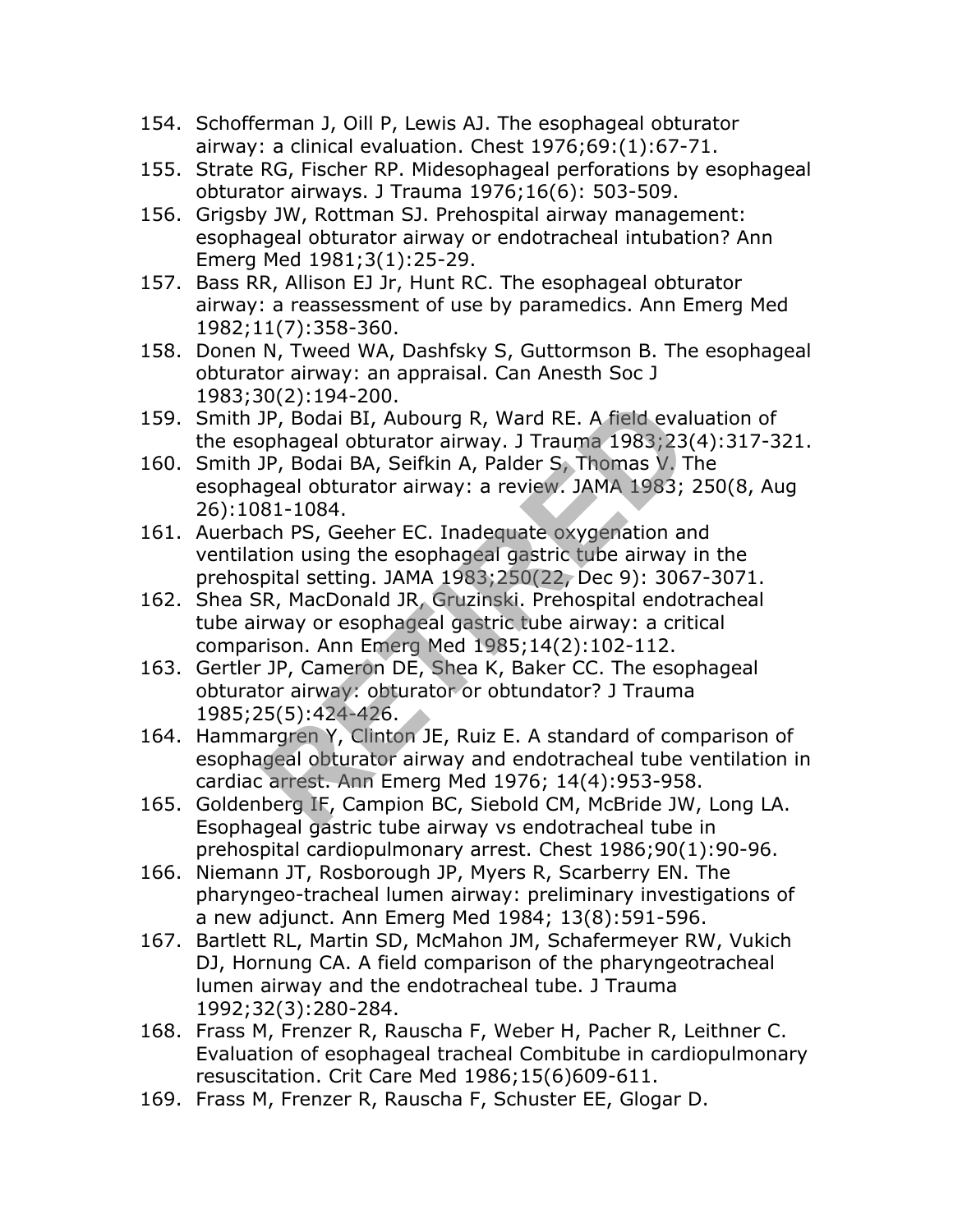154. Schofferman J, Oill P, Lewis AJ. The esophageal obturator airway: a clinical evaluation. Chest 1976;69:(1):67-71.
155. Strate RG, Fischer RP. Midesophageal perforations by esophageal obturator airways. J Trauma 1976;16(6): 503-509.
156. Grigsby JW, Rottman SJ. Prehospital airway management: esophageal obturator airway or endotracheal intubation? Ann Emerg Med 1981;3(1):25-29.
157. Bass RR, Allison EJ Jr, Hunt RC. The esophageal obturator airway: a reassessment of use by paramedics. Ann Emerg Med 1982;11(7):358-360.
158. Donen N, Tweed WA, Dashfsky S, Guttormson B. The esophageal obturator airway: an appraisal. Can Anesth Soc J 1983;30(2):194-200.
159. Smith JP, Bodai BI, Aubourg R, Ward RE. A field evaluation of the esophageal obturator airway. J Trauma 1983;23(4):317-321.
160. Smith JP, Bodai BA, Seifkin A, Palder S, Thomas V. The esophageal obturator airway: a review. JAMA 1983; 250(8, Aug 26):1081-1084.
161. Auerbach PS, Geeher EC. Inadequate oxygenation and ventilation using the esophageal gastric tube airway in the prehospital setting. JAMA 1983;250(22, Dec 9): 3067-3071.
162. Shea SR, MacDonald JR, Gruzinski. Prehospital endotracheal tube airway or esophageal gastric tube airway: a critical comparison. Ann Emerg Med 1985;14(2):102-112.
163. Gertler JP, Cameron DE, Shea K, Baker CC. The esophageal obturator airway: obturator or obtundator? J Trauma 1985;25(5):424-426.
164. Hammargren Y, Clinton JE, Ruiz E. A standard of comparison of esophageal obturator airway and endotracheal tube ventilation in cardiac arrest. Ann Emerg Med 1976; 14(4):953-958.
165. Goldenberg IF, Campion BC, Siebold CM, McBride JW, Long LA. Esophageal gastric tube airway vs endotracheal tube in prehospital cardiopulmonary arrest. Chest 1986;90(1):90-96.
166. Niemann JT, Rosborough JP, Myers R, Scarberry EN. The pharyngeo-tracheal lumen airway: preliminary investigations of a new adjunct. Ann Emerg Med 1984; 13(8):591-596.
167. Bartlett RL, Martin SD, McMahon JM, Schafermeyer RW, Vukich DJ, Hornung CA. A field comparison of the pharyngeotracheal lumen airway and the endotracheal tube. J Trauma 1992;32(3):280-284.
168. Frass M, Frenzer R, Rauscha F, Weber H, Pacher R, Leithner C. Evaluation of esophageal tracheal Combitube in cardiopulmonary resuscitation. Crit Care Med 1986;15(6)609-611.
169. Frass M, Frenzer R, Rauscha F, Schuster EE, Glogar D.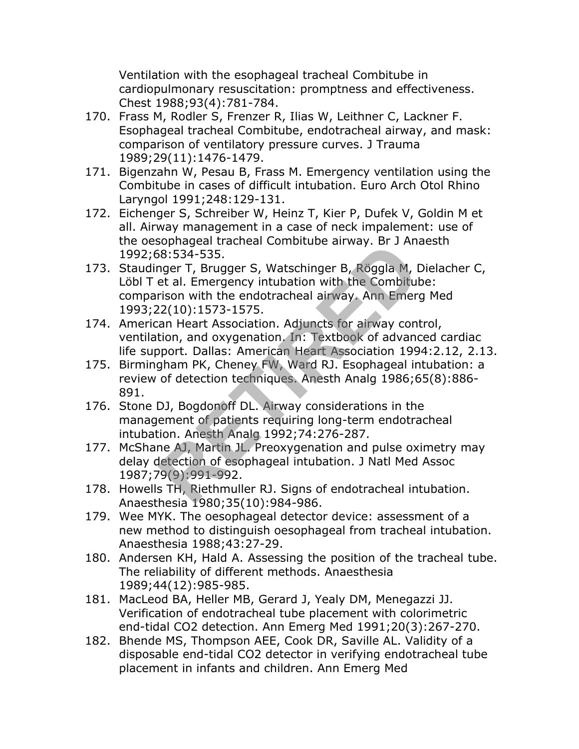Ventilation with the esophageal tracheal Combitube in cardiopulmonary resuscitation: promptness and effectiveness. Chest 1988;93(4):781-784.

170. Frass M, Rodler S, Frenzer R, Ilias W, Leithner C, Lackner F. Esophageal tracheal Combitube, endotracheal airway, and mask: comparison of ventilatory pressure curves. J Trauma 1989;29(11):1476-1479.
171. Bigenzahn W, Pesau B, Frass M. Emergency ventilation using the Combitube in cases of difficult intubation. Euro Arch Otol Rhino Laryngol 1991;248:129-131.
172. Eichenger S, Schreiber W, Heinz T, Kier P, Dufek V, Goldin M et all. Airway management in a case of neck impalement: use of the oesophageal tracheal Combitube airway. Br J Anaesth 1992;68:534-535.
173. Staudinger T, Brugger S, Watschinger B, Röggla M, Dielacher C, Löbl T et al. Emergency intubation with the Combitube: comparison with the endotracheal airway. Ann Emerg Med 1993;22(10):1573-1575.
174. American Heart Association. Adjuncts for airway control, ventilation, and oxygenation. In: Textbook of advanced cardiac life support. Dallas: American Heart Association 1994:2.12, 2.13.
175. Birmingham PK, Cheney FW, Ward RJ. Esophageal intubation: a review of detection techniques. Anesth Analg 1986;65(8):886-891.
176. Stone DJ, Bogdonoff DL. Airway considerations in the management of patients requiring long-term endotracheal intubation. Anesth Analg 1992;74:276-287.
177. McShane AJ, Martin JL. Preoxygenation and pulse oximetry may delay detection of esophageal intubation. J Natl Med Assoc 1987;79(9):991-992.
178. Howells TH, Riethmuller RJ. Signs of endotracheal intubation. Anaesthesia 1980;35(10):984-986.
179. Wee MYK. The oesophageal detector device: assessment of a new method to distinguish oesophageal from tracheal intubation. Anaesthesia 1988;43:27-29.
180. Andersen KH, Hald A. Assessing the position of the tracheal tube. The reliability of different methods. Anaesthesia 1989;44(12):985-985.
181. MacLeod BA, Heller MB, Gerard J, Yealy DM, Menegazzi JJ. Verification of endotracheal tube placement with colorimetric end-tidal $CO_2$ detection. Ann Emerg Med 1991;20(3):267-270.
182. Bhende MS, Thompson AEE, Cook DR, Saville AL. Validity of a disposable end-tidal $CO_2$ detector in verifying endotracheal tube placement in infants and children. Ann Emerg Med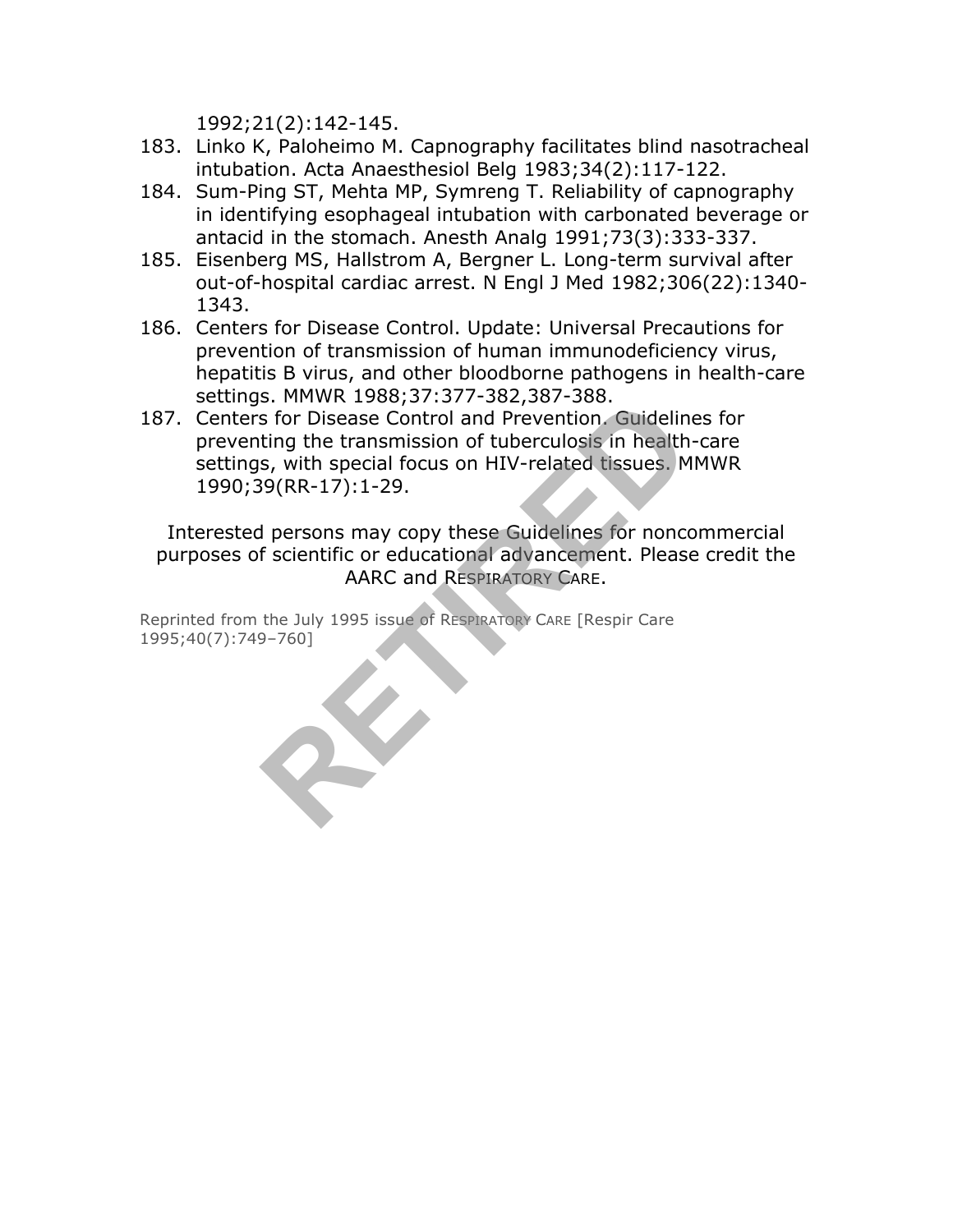1992;21(2):142-145.

183. Linko K, Paloheimo M. Capnography facilitates blind nasotracheal intubation. Acta Anaesthesiol Belg 1983;34(2):117-122.
184. Sum-Ping ST, Mehta MP, Symreng T. Reliability of capnography in identifying esophageal intubation with carbonated beverage or antacid in the stomach. Anesth Analg 1991;73(3):333-337.
185. Eisenberg MS, Hallstrom A, Bergner L. Long-term survival after out-of-hospital cardiac arrest. N Engl J Med 1982;306(22):1340-1343.
186. Centers for Disease Control. Update: Universal Precautions for prevention of transmission of human immunodeficiency virus, hepatitis B virus, and other bloodborne pathogens in health-care settings. MMWR 1988;37:377-382,387-388.
187. Centers for Disease Control and Prevention. Guidelines for preventing the transmission of tuberculosis in health-care settings, with special focus on HIV-related tissues. MMWR 1990;39(RR-17):1-29.

Interested persons may copy these Guidelines for noncommercial purposes of scientific or educational advancement. Please credit the AARC and RESPIRATORY CARE.

Reprinted from the July 1995 issue of RESPIRATORY CARE [Respir Care 1995;40(7):749–760]

RETIRED